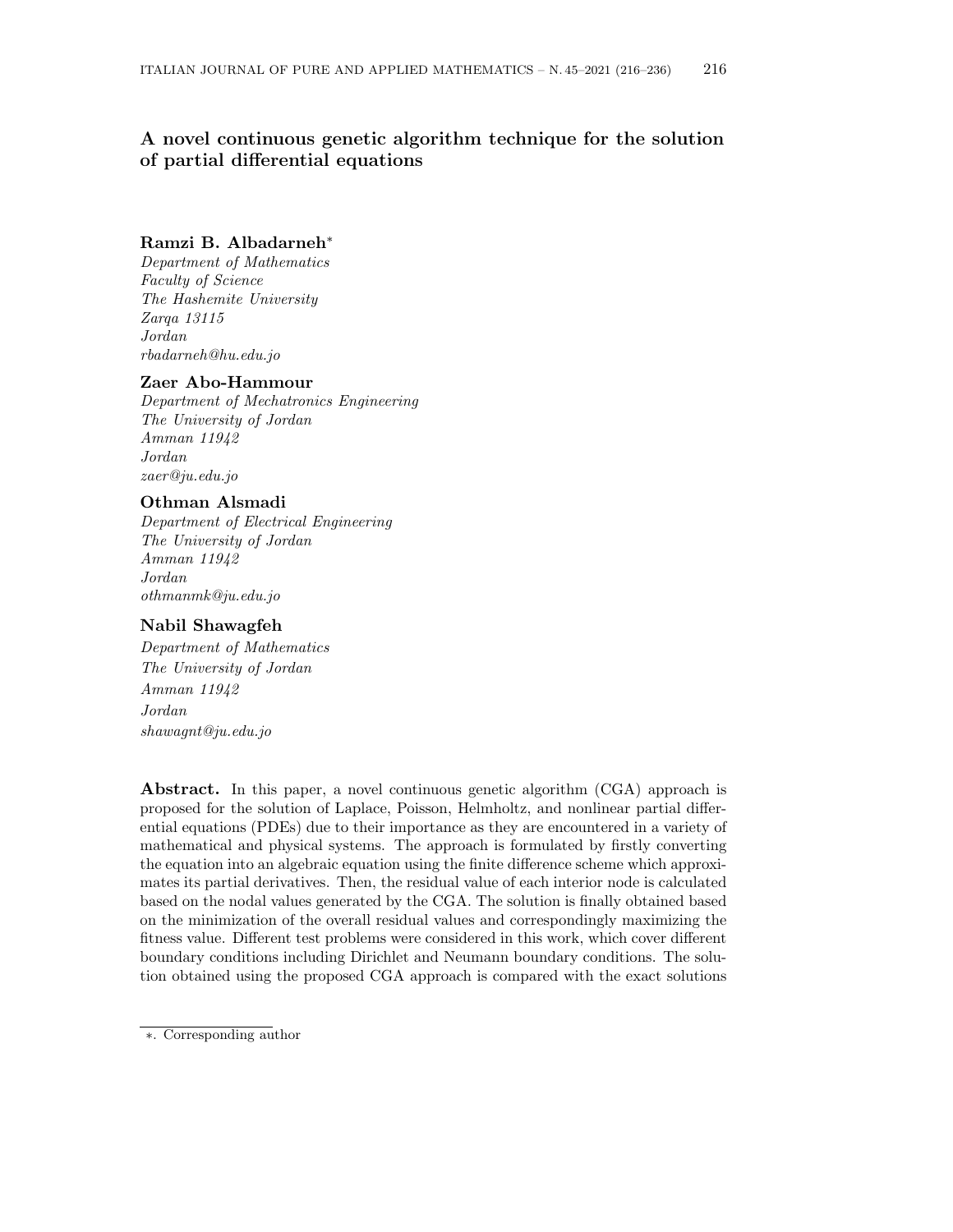# A novel continuous genetic algorithm technique for the solution of partial differential equations

**Ramzi B. Albadarneh***

*Department of Mathematics*
*Faculty of Science*
*The Hashemite University*
*Zarqa 13115*
*Jordan*
*rbadarneh@hu.edu.jo*

**Zaer Abo-Hammour**

*Department of Mechatronics Engineering*
*The University of Jordan*
*Amman 11942*
*Jordan*
*zaer@ju.edu.jo*

**Othman Alsmadi**

*Department of Electrical Engineering*
*The University of Jordan*
*Amman 11942*
*Jordan*
*othmanmk@ju.edu.jo*

**Nabil Shawagfeh**

*Department of Mathematics*
*The University of Jordan*
*Amman 11942*
*Jordan*
*shawagnt@ju.edu.jo*

**Abstract.** In this paper, a novel continuous genetic algorithm (CGA) approach is proposed for the solution of Laplace, Poisson, Helmholtz, and nonlinear partial differential equations (PDEs) due to their importance as they are encountered in a variety of mathematical and physical systems. The approach is formulated by firstly converting the equation into an algebraic equation using the finite difference scheme which approximates its partial derivatives. Then, the residual value of each interior node is calculated based on the nodal values generated by the CGA. The solution is finally obtained based on the minimization of the overall residual values and correspondingly maximizing the fitness value. Different test problems were considered in this work, which cover different boundary conditions including Dirichlet and Neumann boundary conditions. The solution obtained using the proposed CGA approach is compared with the exact solutions

*. Corresponding author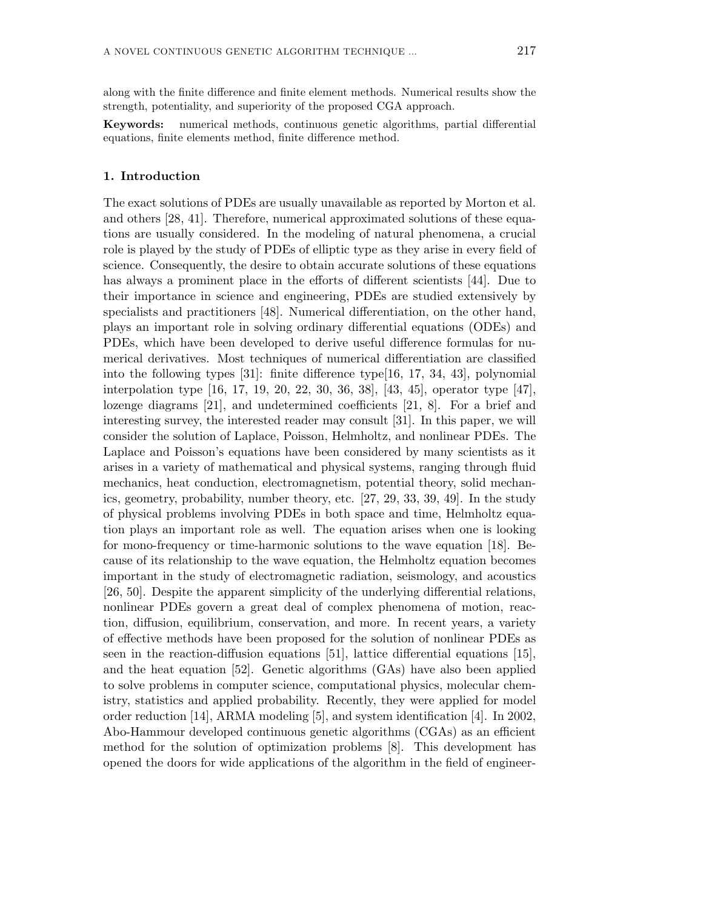along with the finite difference and finite element methods. Numerical results show the strength, potentiality, and superiority of the proposed CGA approach.

**Keywords:** numerical methods, continuous genetic algorithms, partial differential equations, finite elements method, finite difference method.

## 1. Introduction

The exact solutions of PDEs are usually unavailable as reported by Morton et al. and others [28, 41]. Therefore, numerical approximated solutions of these equations are usually considered. In the modeling of natural phenomena, a crucial role is played by the study of PDEs of elliptic type as they arise in every field of science. Consequently, the desire to obtain accurate solutions of these equations has always a prominent place in the efforts of different scientists [44]. Due to their importance in science and engineering, PDEs are studied extensively by specialists and practitioners [48]. Numerical differentiation, on the other hand, plays an important role in solving ordinary differential equations (ODEs) and PDEs, which have been developed to derive useful difference formulas for numerical derivatives. Most techniques of numerical differentiation are classified into the following types [31]: finite difference type[16, 17, 34, 43], polynomial interpolation type [16, 17, 19, 20, 22, 30, 36, 38], [43, 45], operator type [47], lozenge diagrams [21], and undetermined coefficients [21, 8]. For a brief and interesting survey, the interested reader may consult [31]. In this paper, we will consider the solution of Laplace, Poisson, Helmholtz, and nonlinear PDEs. The Laplace and Poisson's equations have been considered by many scientists as it arises in a variety of mathematical and physical systems, ranging through fluid mechanics, heat conduction, electromagnetism, potential theory, solid mechanics, geometry, probability, number theory, etc. [27, 29, 33, 39, 49]. In the study of physical problems involving PDEs in both space and time, Helmholtz equation plays an important role as well. The equation arises when one is looking for mono-frequency or time-harmonic solutions to the wave equation [18]. Because of its relationship to the wave equation, the Helmholtz equation becomes important in the study of electromagnetic radiation, seismology, and acoustics [26, 50]. Despite the apparent simplicity of the underlying differential relations, nonlinear PDEs govern a great deal of complex phenomena of motion, reaction, diffusion, equilibrium, conservation, and more. In recent years, a variety of effective methods have been proposed for the solution of nonlinear PDEs as seen in the reaction-diffusion equations [51], lattice differential equations [15], and the heat equation [52]. Genetic algorithms (GAs) have also been applied to solve problems in computer science, computational physics, molecular chemistry, statistics and applied probability. Recently, they were applied for model order reduction [14], ARMA modeling [5], and system identification [4]. In 2002, Abo-Hammour developed continuous genetic algorithms (CGAs) as an efficient method for the solution of optimization problems [8]. This development has opened the doors for wide applications of the algorithm in the field of engineer-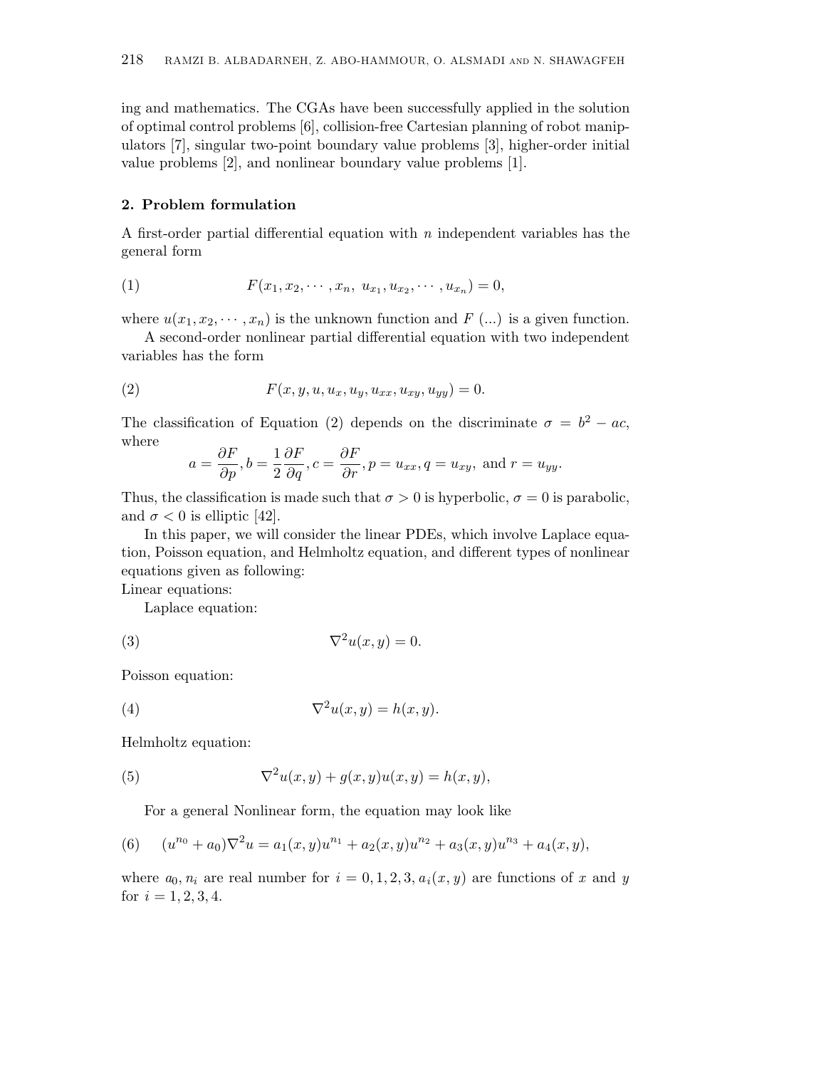ing and mathematics. The CGAs have been successfully applied in the solution of optimal control problems [6], collision-free Cartesian planning of robot manipulators [7], singular two-point boundary value problems [3], higher-order initial value problems [2], and nonlinear boundary value problems [1].

## 2. Problem formulation

A first-order partial differential equation with $n$ independent variables has the general form

$$F(x_1, x_2, \cdots, x_n,\ u_{x_1}, u_{x_2}, \cdots, u_{x_n}) = 0, \tag{1}$$

where $u(x_1, x_2, \cdots, x_n)$ is the unknown function and $F\ (...)$ is a given function.

A second-order nonlinear partial differential equation with two independent variables has the form

$$F(x, y, u, u_x, u_y, u_{xx}, u_{xy}, u_{yy}) = 0. \tag{2}$$

The classification of Equation (2) depends on the discriminate $\sigma = b^2 - ac$, where

$$a = \frac{\partial F}{\partial p}, b = \frac{1}{2}\frac{\partial F}{\partial q}, c = \frac{\partial F}{\partial r}, p = u_{xx}, q = u_{xy}, \text{ and } r = u_{yy}.$$

Thus, the classification is made such that $\sigma > 0$ is hyperbolic, $\sigma = 0$ is parabolic, and $\sigma < 0$ is elliptic [42].

In this paper, we will consider the linear PDEs, which involve Laplace equation, Poisson equation, and Helmholtz equation, and different types of nonlinear equations given as following:

Linear equations:

Laplace equation:

$$\nabla^2 u(x, y) = 0. \tag{3}$$

Poisson equation:

$$\nabla^2 u(x, y) = h(x, y). \tag{4}$$

Helmholtz equation:

$$\nabla^2 u(x, y) + g(x, y)u(x, y) = h(x, y), \tag{5}$$

For a general Nonlinear form, the equation may look like

$$(u^{n_0} + a_0)\nabla^2 u = a_1(x, y)u^{n_1} + a_2(x, y)u^{n_2} + a_3(x, y)u^{n_3} + a_4(x, y), \tag{6}$$

where $a_0, n_i$ are real number for $i = 0, 1, 2, 3$, $a_i(x, y)$ are functions of $x$ and $y$ for $i = 1, 2, 3, 4$.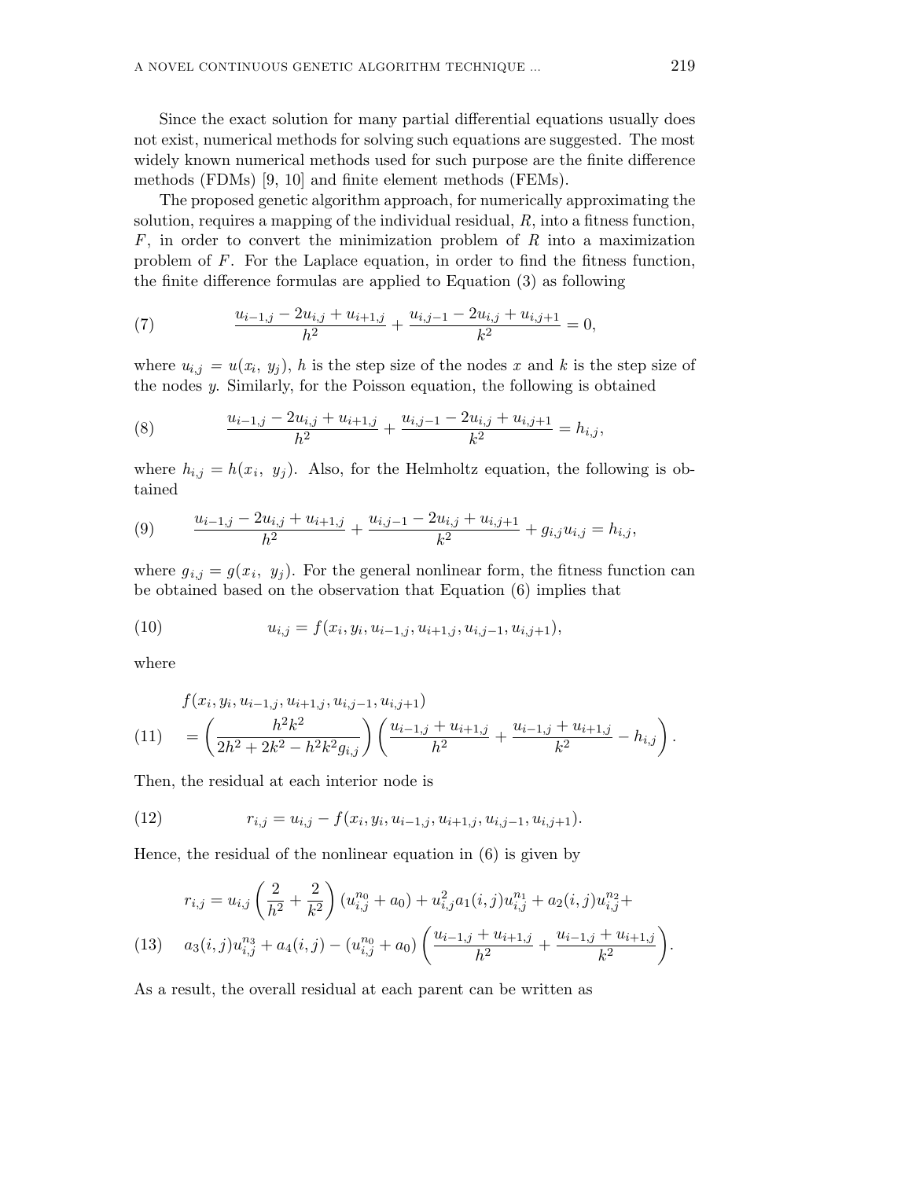Since the exact solution for many partial differential equations usually does not exist, numerical methods for solving such equations are suggested. The most widely known numerical methods used for such purpose are the finite difference methods (FDMs) [9, 10] and finite element methods (FEMs).

The proposed genetic algorithm approach, for numerically approximating the solution, requires a mapping of the individual residual, $R$, into a fitness function, $F$, in order to convert the minimization problem of $R$ into a maximization problem of $F$. For the Laplace equation, in order to find the fitness function, the finite difference formulas are applied to Equation (3) as following

$$\frac{u_{i-1,j} - 2u_{i,j} + u_{i+1,j}}{h^2} + \frac{u_{i,j-1} - 2u_{i,j} + u_{i,j+1}}{k^2} = 0, \tag{7}$$

where $u_{i,j} = u(x_i,\ y_j)$, $h$ is the step size of the nodes $x$ and $k$ is the step size of the nodes $y$. Similarly, for the Poisson equation, the following is obtained

$$\frac{u_{i-1,j} - 2u_{i,j} + u_{i+1,j}}{h^2} + \frac{u_{i,j-1} - 2u_{i,j} + u_{i,j+1}}{k^2} = h_{i,j}, \tag{8}$$

where $h_{i,j} = h(x_i,\ y_j)$. Also, for the Helmholtz equation, the following is obtained

$$\frac{u_{i-1,j} - 2u_{i,j} + u_{i+1,j}}{h^2} + \frac{u_{i,j-1} - 2u_{i,j} + u_{i,j+1}}{k^2} + g_{i,j}u_{i,j} = h_{i,j}, \tag{9}$$

where $g_{i,j} = g(x_i,\ y_j)$. For the general nonlinear form, the fitness function can be obtained based on the observation that Equation (6) implies that

$$u_{i,j} = f(x_i, y_i, u_{i-1,j}, u_{i+1,j}, u_{i,j-1}, u_{i,j+1}), \tag{10}$$

where

$$\begin{aligned} &f(x_i, y_i, u_{i-1,j}, u_{i+1,j}, u_{i,j-1}, u_{i,j+1}) \\ &= \left(\frac{h^2k^2}{2h^2 + 2k^2 - h^2k^2 g_{i,j}}\right)\left(\frac{u_{i-1,j} + u_{i+1,j}}{h^2} + \frac{u_{i-1,j} + u_{i+1,j}}{k^2} - h_{i,j}\right). \end{aligned} \tag{11}$$

Then, the residual at each interior node is

$$r_{i,j} = u_{i,j} - f(x_i, y_i, u_{i-1,j}, u_{i+1,j}, u_{i,j-1}, u_{i,j+1}). \tag{12}$$

Hence, the residual of the nonlinear equation in (6) is given by

$$\begin{aligned} r_{i,j} &= u_{i,j}\left(\frac{2}{h^2} + \frac{2}{k^2}\right)(u_{i,j}^{n_0} + a_0) + u_{i,j}^2 a_1(i,j) u_{i,j}^{n_1} + a_2(i,j) u_{i,j}^{n_2} + \\ & a_3(i,j) u_{i,j}^{n_3} + a_4(i,j) - (u_{i,j}^{n_0} + a_0)\left(\frac{u_{i-1,j} + u_{i+1,j}}{h^2} + \frac{u_{i-1,j} + u_{i+1,j}}{k^2}\right). \end{aligned} \tag{13}$$

As a result, the overall residual at each parent can be written as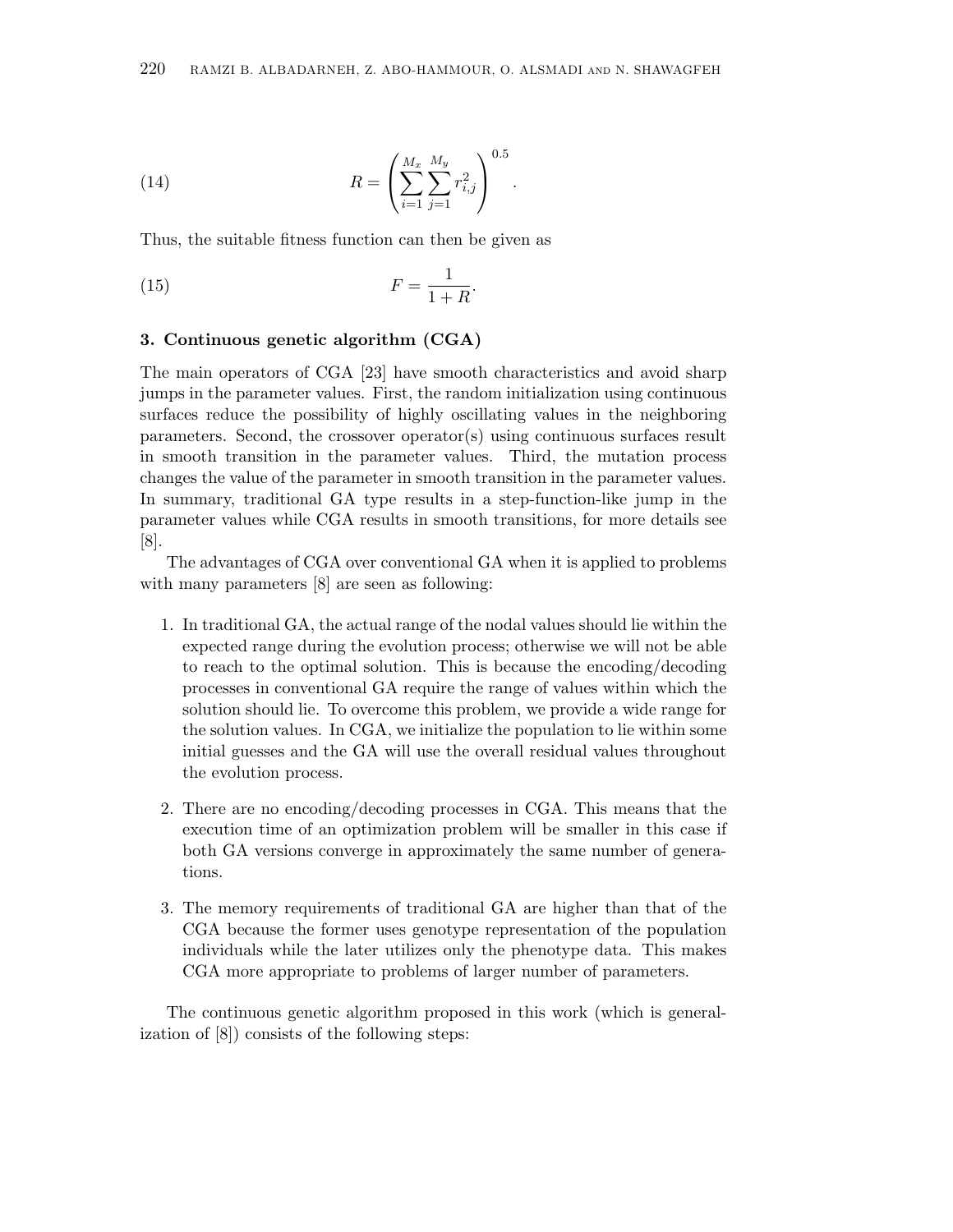$$R = \left( \sum_{i=1}^{M_x} \sum_{j=1}^{M_y} r_{i,j}^2 \right)^{0.5}. \tag{14}$$

Thus, the suitable fitness function can then be given as

$$F = \frac{1}{1+R}. \tag{15}$$

## 3. Continuous genetic algorithm (CGA)

The main operators of CGA [23] have smooth characteristics and avoid sharp jumps in the parameter values. First, the random initialization using continuous surfaces reduce the possibility of highly oscillating values in the neighboring parameters. Second, the crossover operator(s) using continuous surfaces result in smooth transition in the parameter values. Third, the mutation process changes the value of the parameter in smooth transition in the parameter values. In summary, traditional GA type results in a step-function-like jump in the parameter values while CGA results in smooth transitions, for more details see [8].

The advantages of CGA over conventional GA when it is applied to problems with many parameters [8] are seen as following:

1. In traditional GA, the actual range of the nodal values should lie within the expected range during the evolution process; otherwise we will not be able to reach to the optimal solution. This is because the encoding/decoding processes in conventional GA require the range of values within which the solution should lie. To overcome this problem, we provide a wide range for the solution values. In CGA, we initialize the population to lie within some initial guesses and the GA will use the overall residual values throughout the evolution process.

2. There are no encoding/decoding processes in CGA. This means that the execution time of an optimization problem will be smaller in this case if both GA versions converge in approximately the same number of generations.

3. The memory requirements of traditional GA are higher than that of the CGA because the former uses genotype representation of the population individuals while the later utilizes only the phenotype data. This makes CGA more appropriate to problems of larger number of parameters.

The continuous genetic algorithm proposed in this work (which is generalization of [8]) consists of the following steps: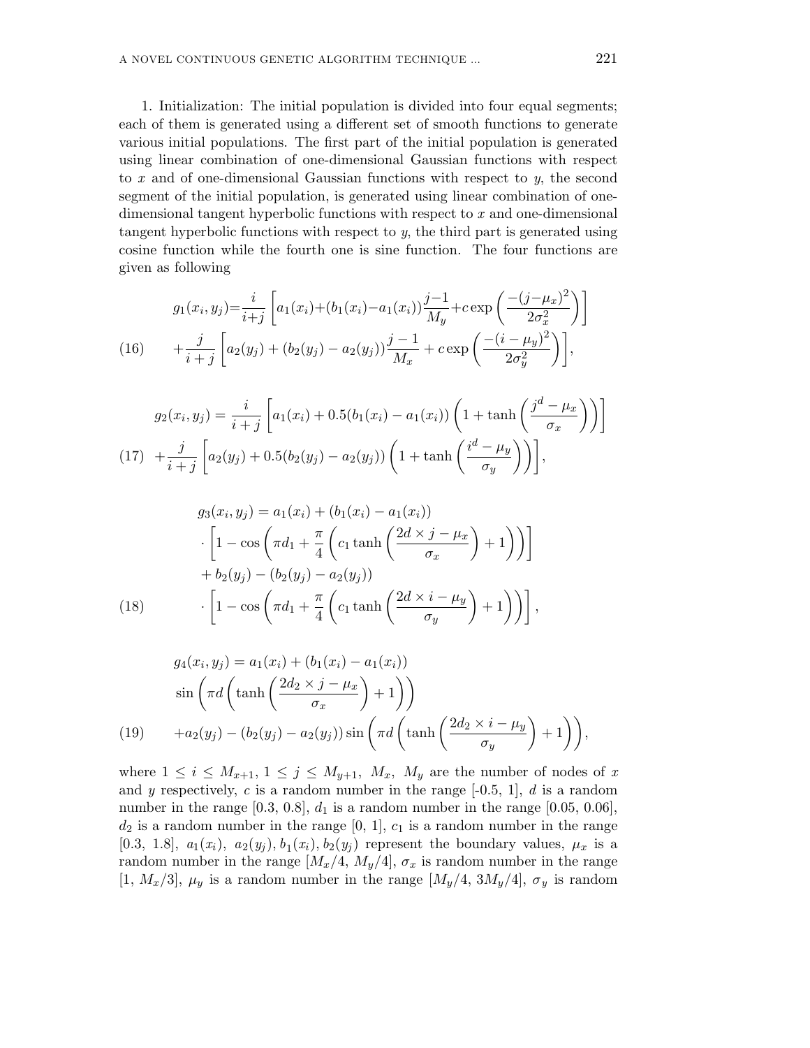1. Initialization: The initial population is divided into four equal segments; each of them is generated using a different set of smooth functions to generate various initial populations. The first part of the initial population is generated using linear combination of one-dimensional Gaussian functions with respect to $x$ and of one-dimensional Gaussian functions with respect to $y$, the second segment of the initial population, is generated using linear combination of one-dimensional tangent hyperbolic functions with respect to $x$ and one-dimensional tangent hyperbolic functions with respect to $y$, the third part is generated using cosine function while the fourth one is sine function. The four functions are given as following

$$
\begin{aligned}
g_1(x_i,y_j)=&\frac{i}{i+j}\left[a_1(x_i)+(b_1(x_i)-a_1(x_i))\frac{j-1}{M_y}+c\exp\left(\frac{-(j-\mu_x)^2}{2\sigma_x^2}\right)\right] \\
&+\frac{j}{i+j}\left[a_2(y_j)+(b_2(y_j)-a_2(y_j))\frac{j-1}{M_x}+c\exp\left(\frac{-(i-\mu_y)^2}{2\sigma_y^2}\right)\right],
\end{aligned} \tag{16}
$$

$$
\begin{aligned}
g_2(x_i,y_j)=&\frac{i}{i+j}\left[a_1(x_i)+0.5(b_1(x_i)-a_1(x_i))\left(1+\tanh\left(\frac{j^d-\mu_x}{\sigma_x}\right)\right)\right] \\
&+\frac{j}{i+j}\left[a_2(y_j)+0.5(b_2(y_j)-a_2(y_j))\left(1+\tanh\left(\frac{i^d-\mu_y}{\sigma_y}\right)\right)\right],
\end{aligned} \tag{17}
$$

$$
\begin{aligned}
g_3(x_i,y_j)=&\,a_1(x_i)+(b_1(x_i)-a_1(x_i)) \\
&\cdot\left[1-\cos\left(\pi d_1+\frac{\pi}{4}\left(c_1\tanh\left(\frac{2d\times j-\mu_x}{\sigma_x}\right)+1\right)\right)\right] \\
&+b_2(y_j)-(b_2(y_j)-a_2(y_j)) \\
&\cdot\left[1-\cos\left(\pi d_1+\frac{\pi}{4}\left(c_1\tanh\left(\frac{2d\times i-\mu_y}{\sigma_y}\right)+1\right)\right)\right],
\end{aligned} \tag{18}
$$

$$
\begin{aligned}
g_4(x_i,y_j)=&\,a_1(x_i)+(b_1(x_i)-a_1(x_i)) \\
&\sin\left(\pi d\left(\tanh\left(\frac{2d_2\times j-\mu_x}{\sigma_x}\right)+1\right)\right) \\
&+a_2(y_j)-(b_2(y_j)-a_2(y_j))\sin\left(\pi d\left(\tanh\left(\frac{2d_2\times i-\mu_y}{\sigma_y}\right)+1\right)\right),
\end{aligned} \tag{19}
$$

where $1\leq i\leq M_{x+1}$, $1\leq j\leq M_{y+1}$, $M_x$, $M_y$ are the number of nodes of $x$ and $y$ respectively, $c$ is a random number in the range [-0.5, 1], $d$ is a random number in the range [0.3, 0.8], $d_1$ is a random number in the range [0.05, 0.06], $d_2$ is a random number in the range [0, 1], $c_1$ is a random number in the range [0.3, 1.8], $a_1(x_i)$, $a_2(y_j)$, $b_1(x_i)$, $b_2(y_j)$ represent the boundary values, $\mu_x$ is a random number in the range $[M_x/4,\ M_y/4]$, $\sigma_x$ is random number in the range $[1,\ M_x/3]$, $\mu_y$ is a random number in the range $[M_y/4,\ 3M_y/4]$, $\sigma_y$ is random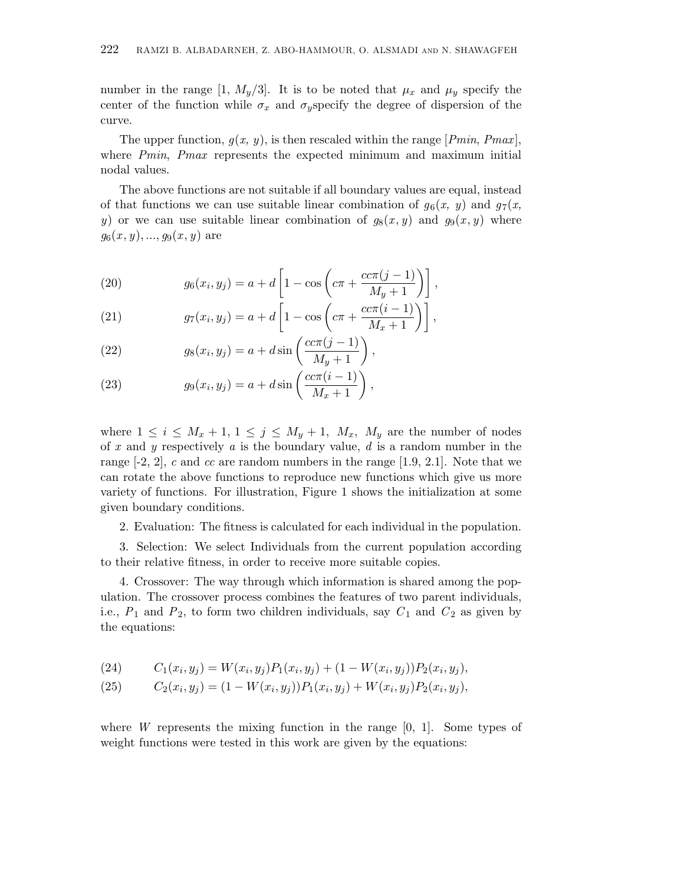number in the range [1, $M_y/3$]. It is to be noted that $\mu_x$ and $\mu_y$ specify the center of the function while $\sigma_x$ and $\sigma_y$specify the degree of dispersion of the curve.

The upper function, $g(x, y)$, is then rescaled within the range [$Pmin$, $Pmax$], where $Pmin$, $Pmax$ represents the expected minimum and maximum initial nodal values.

The above functions are not suitable if all boundary values are equal, instead of that functions we can use suitable linear combination of $g_6(x, y)$ and $g_7(x, y)$ or we can use suitable linear combination of $g_8(x, y)$ and $g_9(x, y)$ where $g_6(x, y), ..., g_9(x, y)$ are

$$g_6(x_i, y_j) = a + d\left[1 - \cos\left(c\pi + \frac{cc\pi(j-1)}{M_y + 1}\right)\right], \tag{20}$$

$$g_7(x_i, y_j) = a + d\left[1 - \cos\left(c\pi + \frac{cc\pi(i-1)}{M_x + 1}\right)\right], \tag{21}$$

$$g_8(x_i, y_j) = a + d\sin\left(\frac{cc\pi(j-1)}{M_y + 1}\right), \tag{22}$$

$$g_9(x_i, y_j) = a + d\sin\left(\frac{cc\pi(i-1)}{M_x + 1}\right), \tag{23}$$

where $1 \leq i \leq M_x + 1$, $1 \leq j \leq M_y + 1$, $M_x$, $M_y$ are the number of nodes of $x$ and $y$ respectively $a$ is the boundary value, $d$ is a random number in the range [-2, 2], $c$ and $cc$ are random numbers in the range [1.9, 2.1]. Note that we can rotate the above functions to reproduce new functions which give us more variety of functions. For illustration, Figure 1 shows the initialization at some given boundary conditions.

2. Evaluation: The fitness is calculated for each individual in the population.

3. Selection: We select Individuals from the current population according to their relative fitness, in order to receive more suitable copies.

4. Crossover: The way through which information is shared among the population. The crossover process combines the features of two parent individuals, i.e., $P_1$ and $P_2$, to form two children individuals, say $C_1$ and $C_2$ as given by the equations:

$$C_1(x_i, y_j) = W(x_i, y_j)P_1(x_i, y_j) + (1 - W(x_i, y_j))P_2(x_i, y_j), \tag{24}$$

$$C_2(x_i, y_j) = (1 - W(x_i, y_j))P_1(x_i, y_j) + W(x_i, y_j)P_2(x_i, y_j), \tag{25}$$

where $W$ represents the mixing function in the range [0, 1]. Some types of weight functions were tested in this work are given by the equations: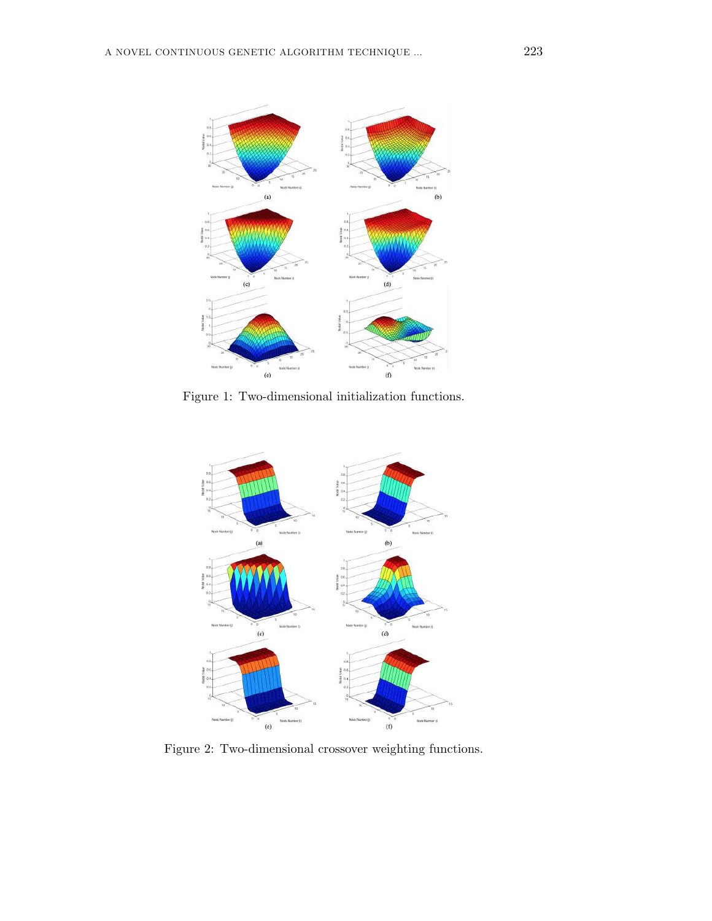Figure 1: Two-dimensional initialization functions.

Figure 2: Two-dimensional crossover weighting functions.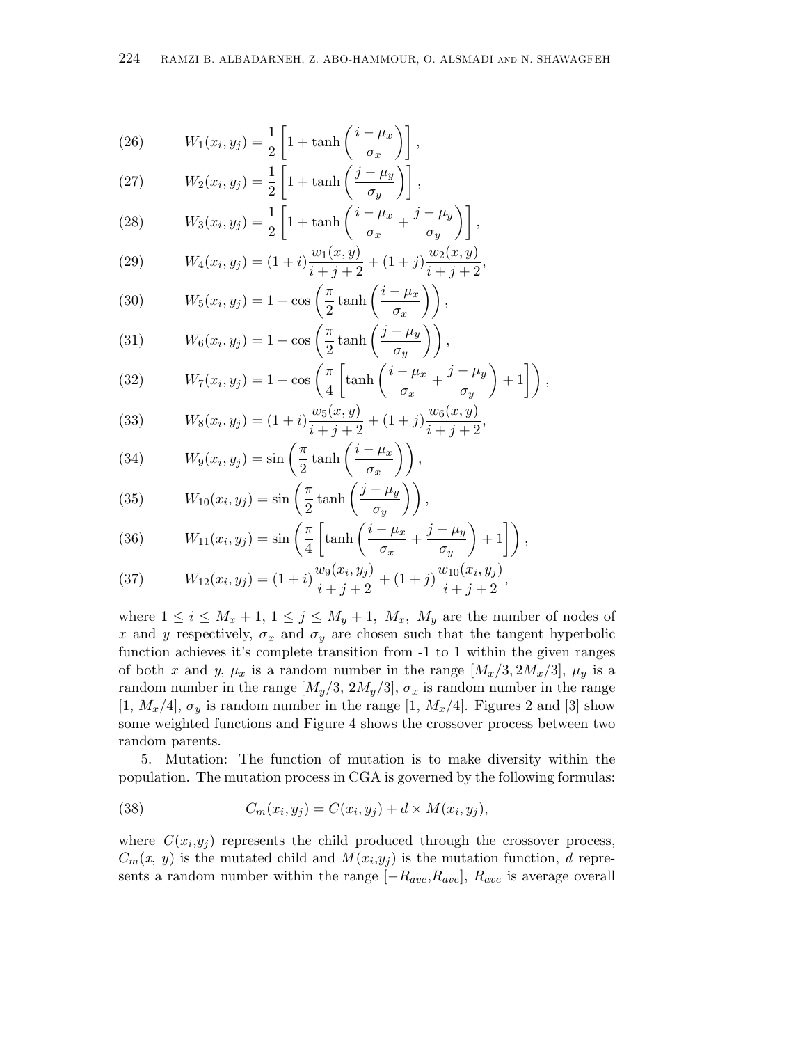$$W_1(x_i, y_j) = \frac{1}{2}\left[1 + \tanh\left(\frac{i-\mu_x}{\sigma_x}\right)\right], \tag{26}$$

$$W_2(x_i, y_j) = \frac{1}{2}\left[1 + \tanh\left(\frac{j-\mu_y}{\sigma_y}\right)\right], \tag{27}$$

$$W_3(x_i, y_j) = \frac{1}{2}\left[1 + \tanh\left(\frac{i-\mu_x}{\sigma_x} + \frac{j-\mu_y}{\sigma_y}\right)\right], \tag{28}$$

$$W_4(x_i, y_j) = (1+i)\frac{w_1(x,y)}{i+j+2} + (1+j)\frac{w_2(x,y)}{i+j+2}, \tag{29}$$

$$W_5(x_i, y_j) = 1 - \cos\left(\frac{\pi}{2}\tanh\left(\frac{i-\mu_x}{\sigma_x}\right)\right), \tag{30}$$

$$W_6(x_i, y_j) = 1 - \cos\left(\frac{\pi}{2}\tanh\left(\frac{j-\mu_y}{\sigma_y}\right)\right), \tag{31}$$

$$W_7(x_i, y_j) = 1 - \cos\left(\frac{\pi}{4}\left[\tanh\left(\frac{i-\mu_x}{\sigma_x} + \frac{j-\mu_y}{\sigma_y}\right) + 1\right]\right), \tag{32}$$

$$W_8(x_i, y_j) = (1+i)\frac{w_5(x,y)}{i+j+2} + (1+j)\frac{w_6(x,y)}{i+j+2}, \tag{33}$$

$$W_9(x_i, y_j) = \sin\left(\frac{\pi}{2}\tanh\left(\frac{i-\mu_x}{\sigma_x}\right)\right), \tag{34}$$

$$W_{10}(x_i, y_j) = \sin\left(\frac{\pi}{2}\tanh\left(\frac{j-\mu_y}{\sigma_y}\right)\right), \tag{35}$$

$$W_{11}(x_i, y_j) = \sin\left(\frac{\pi}{4}\left[\tanh\left(\frac{i-\mu_x}{\sigma_x} + \frac{j-\mu_y}{\sigma_y}\right) + 1\right]\right), \tag{36}$$

$$W_{12}(x_i, y_j) = (1+i)\frac{w_9(x_i,y_j)}{i+j+2} + (1+j)\frac{w_{10}(x_i,y_j)}{i+j+2}, \tag{37}$$

where $1 \leq i \leq M_x + 1$, $1 \leq j \leq M_y + 1$, $M_x$, $M_y$ are the number of nodes of $x$ and $y$ respectively, $\sigma_x$ and $\sigma_y$ are chosen such that the tangent hyperbolic function achieves it's complete transition from -1 to 1 within the given ranges of both $x$ and $y$, $\mu_x$ is a random number in the range $[M_x/3, 2M_x/3]$, $\mu_y$ is a random number in the range $[M_y/3, 2M_y/3]$, $\sigma_x$ is random number in the range $[1, M_x/4]$, $\sigma_y$ is random number in the range $[1, M_x/4]$. Figures 2 and [3] show some weighted functions and Figure 4 shows the crossover process between two random parents.

5. Mutation: The function of mutation is to make diversity within the population. The mutation process in CGA is governed by the following formulas:

$$C_m(x_i, y_j) = C(x_i, y_j) + d \times M(x_i, y_j), \tag{38}$$

where $C(x_i,y_j)$ represents the child produced through the crossover process, $C_m(x, y)$ is the mutated child and $M(x_i,y_j)$ is the mutation function, $d$ represents a random number within the range $[-R_{ave}, R_{ave}]$, $R_{ave}$ is average overall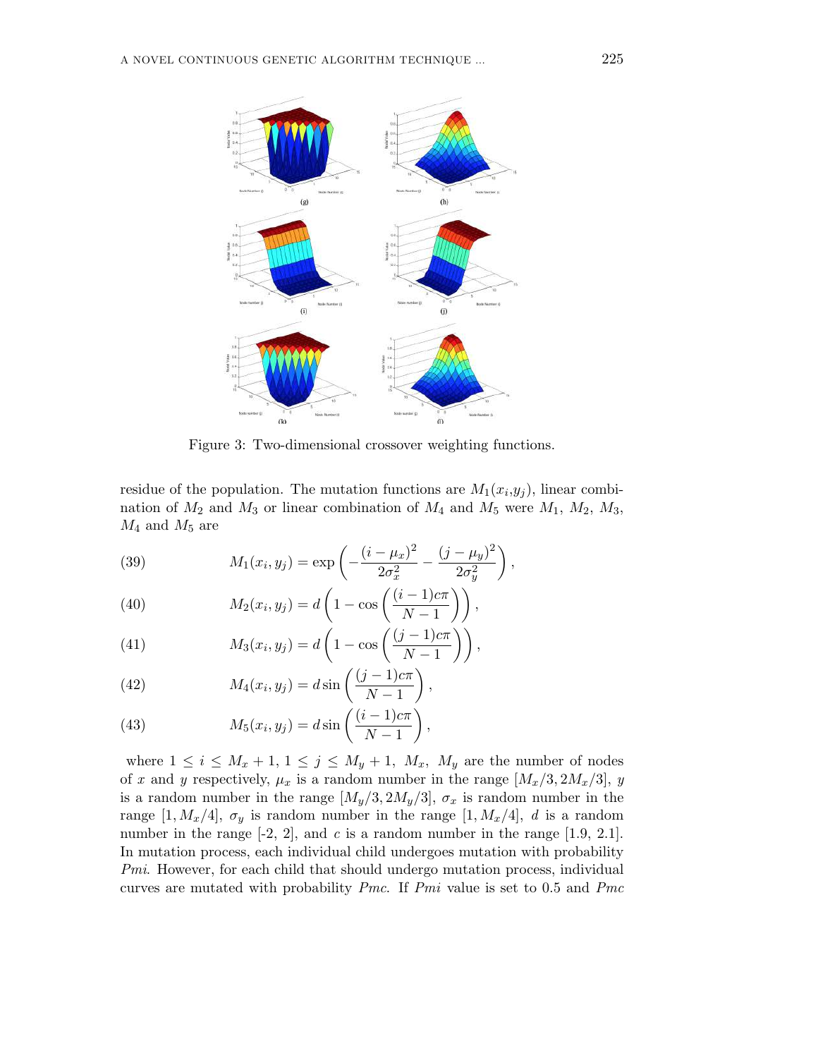Figure 3: Two-dimensional crossover weighting functions.

residue of the population. The mutation functions are $M_1(x_i,y_j)$, linear combination of $M_2$ and $M_3$ or linear combination of $M_4$ and $M_5$ were $M_1$, $M_2$, $M_3$, $M_4$ and $M_5$ are

$$M_1(x_i,y_j) = \exp\left(-\frac{(i-\mu_x)^2}{2\sigma_x^2} - \frac{(j-\mu_y)^2}{2\sigma_y^2}\right), \tag{39}$$

$$M_2(x_i,y_j) = d\left(1 - \cos\left(\frac{(i-1)c\pi}{N-1}\right)\right), \tag{40}$$

$$M_3(x_i,y_j) = d\left(1 - \cos\left(\frac{(j-1)c\pi}{N-1}\right)\right), \tag{41}$$

$$M_4(x_i,y_j) = d\sin\left(\frac{(j-1)c\pi}{N-1}\right), \tag{42}$$

$$M_5(x_i,y_j) = d\sin\left(\frac{(i-1)c\pi}{N-1}\right), \tag{43}$$

where $1 \leq i \leq M_x + 1$, $1 \leq j \leq M_y + 1$, $M_x$, $M_y$ are the number of nodes of $x$ and $y$ respectively, $\mu_x$ is a random number in the range $[M_x/3, 2M_x/3]$, $y$ is a random number in the range $[M_y/3, 2M_y/3]$, $\sigma_x$ is random number in the range $[1, M_x/4]$, $\sigma_y$ is random number in the range $[1, M_x/4]$, $d$ is a random number in the range [-2, 2], and $c$ is a random number in the range [1.9, 2.1]. In mutation process, each individual child undergoes mutation with probability *Pmi*. However, for each child that should undergo mutation process, individual curves are mutated with probability *Pmc*. If *Pmi* value is set to 0.5 and *Pmc*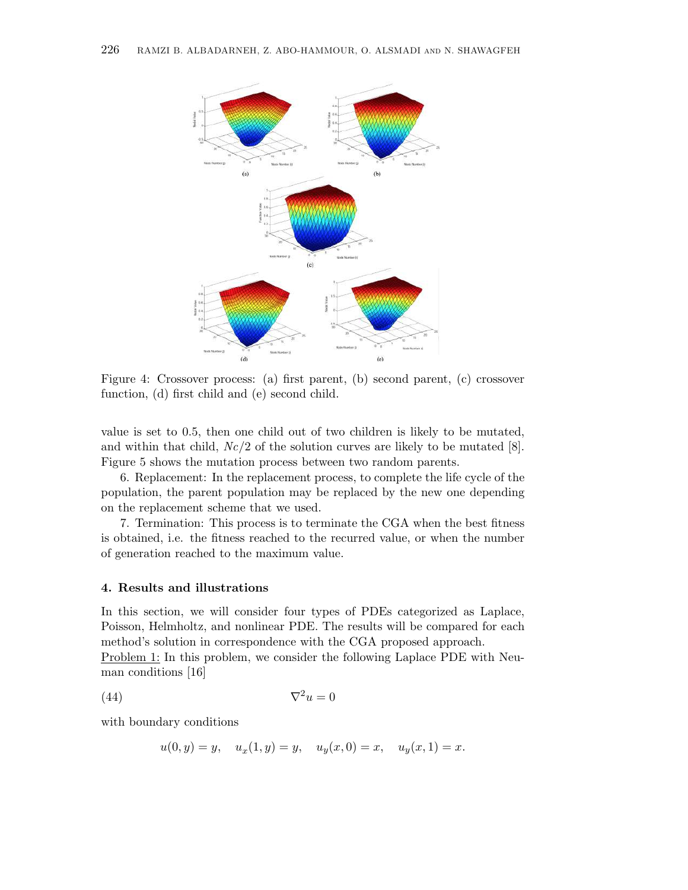Figure 4: Crossover process: (a) first parent, (b) second parent, (c) crossover function, (d) first child and (e) second child.

value is set to 0.5, then one child out of two children is likely to be mutated, and within that child, $Nc/2$ of the solution curves are likely to be mutated [8]. Figure 5 shows the mutation process between two random parents.

6. Replacement: In the replacement process, to complete the life cycle of the population, the parent population may be replaced by the new one depending on the replacement scheme that we used.

7. Termination: This process is to terminate the CGA when the best fitness is obtained, i.e. the fitness reached to the recurred value, or when the number of generation reached to the maximum value.

### 4. Results and illustrations

In this section, we will consider four types of PDEs categorized as Laplace, Poisson, Helmholtz, and nonlinear PDE. The results will be compared for each method's solution in correspondence with the CGA proposed approach.

Problem 1: In this problem, we consider the following Laplace PDE with Neuman conditions [16]

$$\nabla^2 u = 0 \tag{44}$$

with boundary conditions

$$u(0, y) = y, \quad u_x(1, y) = y, \quad u_y(x, 0) = x, \quad u_y(x, 1) = x.$$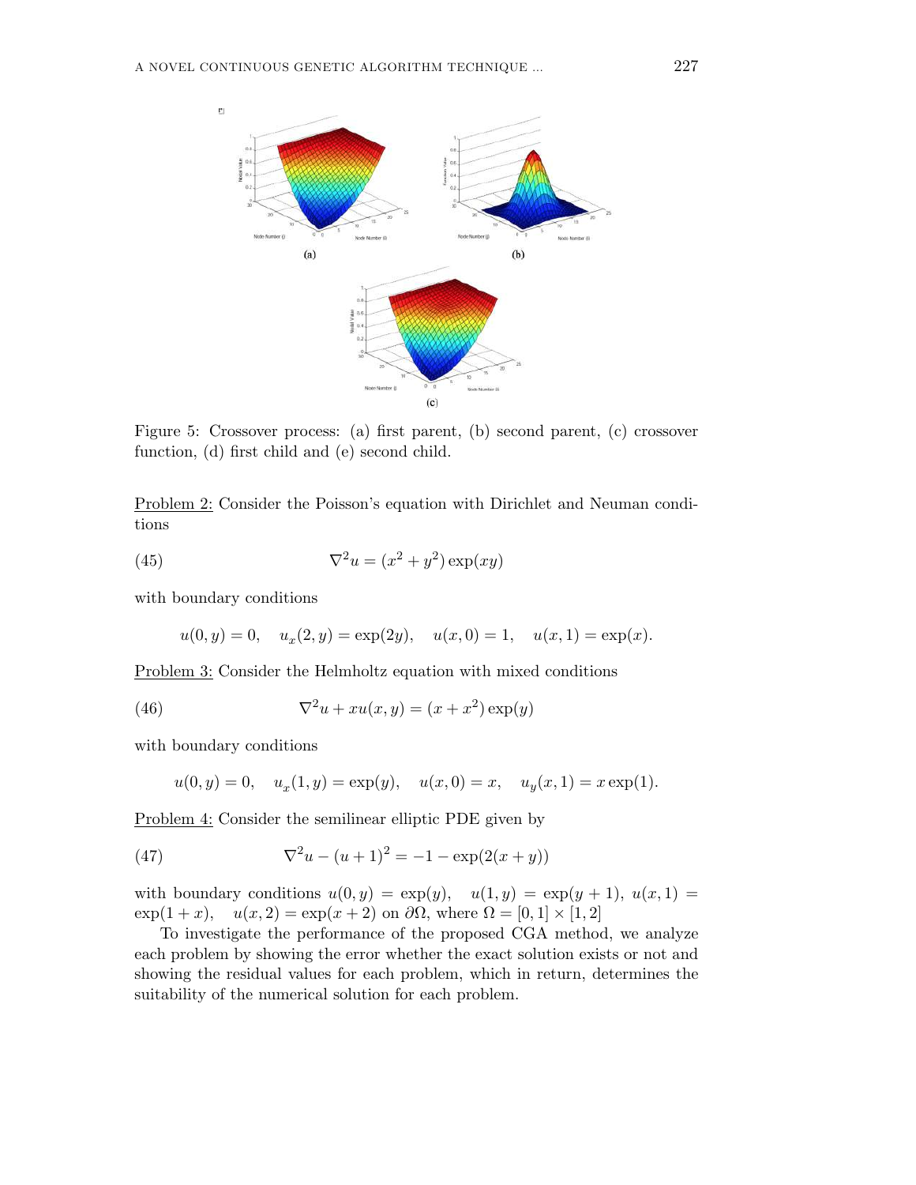Figure 5: Crossover process: (a) first parent, (b) second parent, (c) crossover function, (d) first child and (e) second child.

Problem 2: Consider the Poisson's equation with Dirichlet and Neuman conditions

$$\nabla^2 u = (x^2 + y^2)\exp(xy) \tag{45}$$

with boundary conditions

$$u(0, y) = 0, \quad u_x(2, y) = \exp(2y), \quad u(x, 0) = 1, \quad u(x, 1) = \exp(x).$$

Problem 3: Consider the Helmholtz equation with mixed conditions

$$\nabla^2 u + xu(x, y) = (x + x^2)\exp(y) \tag{46}$$

with boundary conditions

$$u(0, y) = 0, \quad u_x(1, y) = \exp(y), \quad u(x, 0) = x, \quad u_y(x, 1) = x\exp(1).$$

Problem 4: Consider the semilinear elliptic PDE given by

$$\nabla^2 u - (u + 1)^2 = -1 - \exp(2(x + y)) \tag{47}$$

with boundary conditions $u(0, y) = \exp(y)$, $u(1, y) = \exp(y + 1)$, $u(x, 1) = \exp(1 + x)$, $u(x, 2) = \exp(x + 2)$ on $\partial\Omega$, where $\Omega = [0, 1] \times [1, 2]$

To investigate the performance of the proposed CGA method, we analyze each problem by showing the error whether the exact solution exists or not and showing the residual values for each problem, which in return, determines the suitability of the numerical solution for each problem.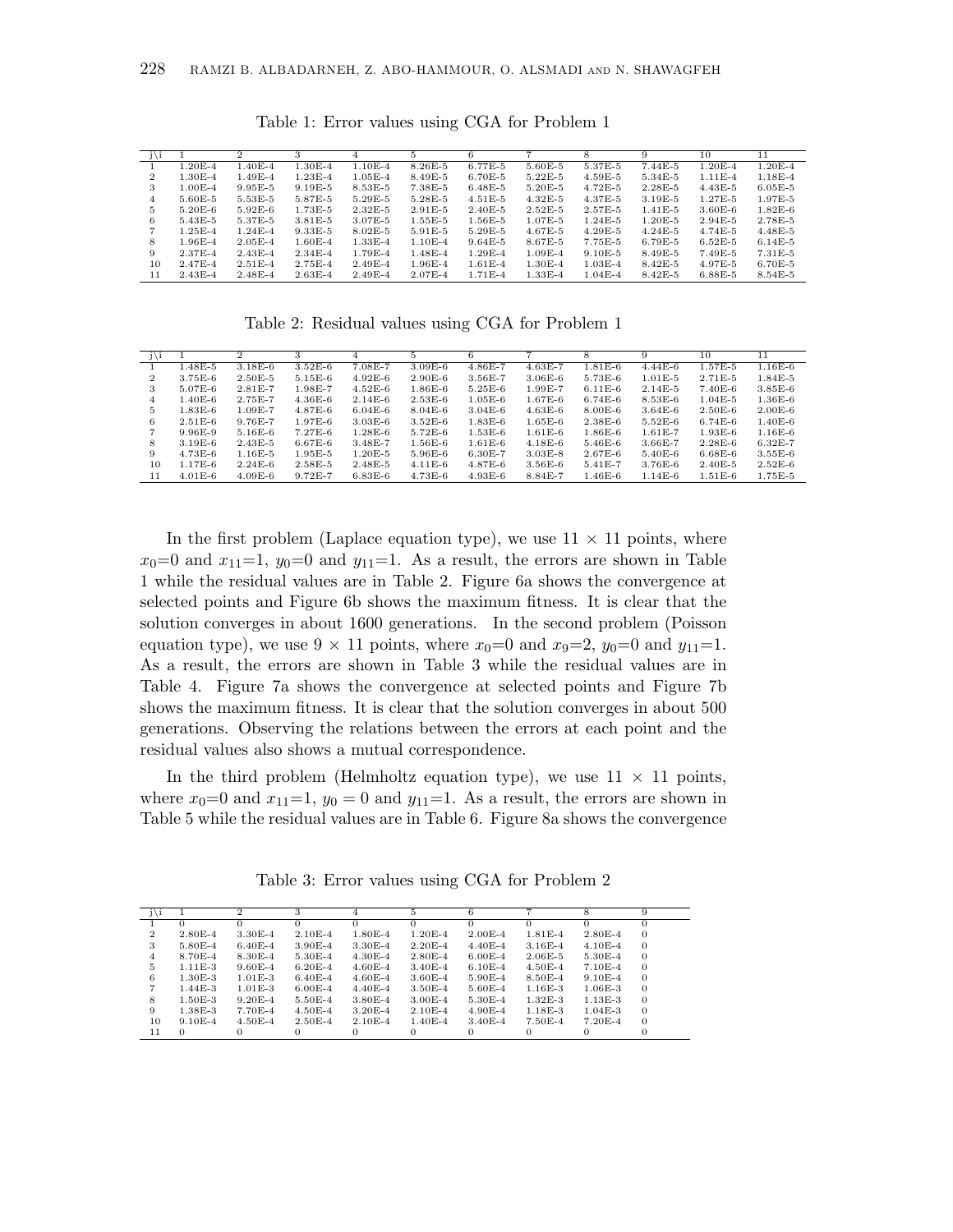Table 1: Error values using CGA for Problem 1

| j\i | 1 | 2 | 3 | 4 | 5 | 6 | 7 | 8 | 9 | 10 | 11 |
|---|---|---|---|---|---|---|---|---|---|---|---|
| 1 | 1.20E-4 | 1.40E-4 | 1.30E-4 | 1.10E-4 | 8.26E-5 | 6.77E-5 | 5.60E-5 | 5.37E-5 | 7.44E-5 | 1.20E-4 | 1.20E-4 |
| 2 | 1.30E-4 | 1.49E-4 | 1.23E-4 | 1.05E-4 | 8.49E-5 | 6.70E-5 | 5.22E-5 | 4.59E-5 | 5.34E-5 | 1.11E-4 | 1.18E-4 |
| 3 | 1.00E-4 | 9.95E-5 | 9.19E-5 | 8.53E-5 | 7.38E-5 | 6.48E-5 | 5.20E-5 | 4.72E-5 | 2.28E-5 | 4.43E-5 | 6.05E-5 |
| 4 | 5.60E-5 | 5.53E-5 | 5.87E-5 | 5.29E-5 | 5.28E-5 | 4.51E-5 | 4.32E-5 | 4.37E-5 | 3.19E-5 | 1.27E-5 | 1.97E-5 |
| 5 | 5.20E-6 | 5.92E-6 | 1.73E-5 | 2.32E-5 | 2.91E-5 | 2.40E-5 | 2.52E-5 | 2.57E-5 | 1.41E-5 | 3.60E-6 | 4.48E-5 |
| 6 | 5.43E-5 | 5.37E-5 | 3.81E-5 | 3.07E-5 | 1.55E-5 | 1.56E-5 | 1.07E-5 | 1.24E-5 | 1.20E-5 | 2.94E-5 | 2.78E-5 |
| 7 | 1.25E-4 | 1.24E-4 | 9.33E-5 | 8.02E-5 | 5.91E-5 | 5.29E-5 | 4.67E-5 | 4.29E-5 | 4.24E-5 | 4.74E-5 | 4.48E-5 |
| 8 | 1.96E-4 | 2.05E-4 | 1.60E-4 | 1.33E-4 | 1.10E-4 | 9.64E-5 | 8.67E-5 | 7.75E-5 | 6.79E-5 | 6.52E-5 | 6.14E-5 |
| 9 | 2.37E-4 | 2.43E-4 | 2.34E-4 | 1.79E-4 | 1.48E-4 | 1.29E-4 | 1.09E-4 | 9.10E-5 | 8.49E-5 | 7.49E-5 | 7.31E-5 |
| 10 | 2.47E-4 | 2.51E-4 | 2.75E-4 | 2.49E-4 | 1.96E-4 | 1.61E-4 | 1.30E-4 | 1.03E-4 | 8.42E-5 | 4.97E-5 | 6.70E-5 |
| 11 | 2.43E-4 | 2.48E-4 | 2.63E-4 | 2.49E-4 | 2.07E-4 | 1.71E-4 | 1.33E-4 | 1.04E-4 | 8.42E-5 | 6.88E-5 | 8.54E-5 |

Table 2: Residual values using CGA for Problem 1

| j\i | 1 | 2 | 3 | 4 | 5 | 6 | 7 | 8 | 9 | 10 | 11 |
|---|---|---|---|---|---|---|---|---|---|---|---|
| 1 | 1.48E-5 | 3.18E-6 | 3.52E-6 | 7.08E-7 | 3.09E-6 | 4.86E-7 | 4.63E-7 | 1.81E-6 | 4.44E-6 | 1.57E-5 | 1.16E-6 |
| 2 | 3.75E-6 | 2.50E-5 | 5.15E-6 | 4.92E-6 | 2.90E-6 | 3.56E-7 | 3.06E-6 | 5.73E-6 | 1.01E-5 | 2.71E-5 | 1.84E-5 |
| 3 | 5.07E-6 | 2.81E-7 | 1.98E-7 | 4.52E-6 | 1.86E-6 | 5.25E-6 | 1.99E-7 | 6.11E-6 | 2.14E-5 | 7.40E-6 | 3.85E-6 |
| 4 | 1.40E-6 | 2.75E-7 | 4.36E-6 | 2.14E-6 | 2.53E-6 | 1.05E-6 | 1.67E-6 | 6.74E-6 | 8.53E-6 | 1.04E-5 | 1.36E-6 |
| 5 | 1.83E-6 | 1.09E-7 | 4.87E-6 | 6.04E-6 | 8.04E-6 | 3.04E-6 | 4.63E-6 | 8.00E-6 | 3.64E-6 | 2.50E-6 | 2.00E-6 |
| 6 | 2.51E-6 | 9.76E-7 | 1.97E-6 | 3.03E-6 | 3.52E-6 | 1.83E-6 | 1.65E-6 | 2.38E-6 | 5.52E-6 | 6.74E-6 | 1.40E-6 |
| 7 | 9.96E-9 | 5.16E-6 | 7.27E-6 | 1.28E-6 | 5.72E-6 | 1.53E-6 | 1.61E-6 | 1.86E-6 | 1.61E-7 | 1.93E-6 | 1.16E-6 |
| 8 | 3.19E-6 | 2.43E-5 | 6.67E-6 | 3.48E-7 | 1.56E-6 | 1.61E-6 | 4.18E-6 | 5.46E-6 | 3.66E-7 | 2.28E-6 | 6.32E-7 |
| 9 | 4.73E-6 | 1.16E-5 | 1.95E-5 | 1.20E-5 | 5.96E-6 | 6.30E-7 | 3.03E-8 | 2.67E-6 | 5.40E-6 | 6.68E-6 | 3.55E-6 |
| 10 | 1.17E-6 | 2.24E-6 | 2.58E-5 | 2.48E-5 | 4.11E-6 | 4.87E-6 | 3.56E-6 | 5.41E-7 | 3.76E-6 | 2.40E-5 | 2.52E-6 |
| 11 | 4.01E-6 | 4.09E-6 | 9.72E-7 | 6.83E-6 | 4.73E-6 | 4.93E-6 | 8.84E-7 | 1.46E-6 | 1.14E-6 | 1.51E-6 | 1.75E-5 |

In the first problem (Laplace equation type), we use 11 $\times$ 11 points, where $x_0$=0 and $x_{11}$=1, $y_0$=0 and $y_{11}$=1. As a result, the errors are shown in Table 1 while the residual values are in Table 2. Figure 6a shows the convergence at selected points and Figure 6b shows the maximum fitness. It is clear that the solution converges in about 1600 generations. In the second problem (Poisson equation type), we use 9 $\times$ 11 points, where $x_0$=0 and $x_9$=2, $y_0$=0 and $y_{11}$=1. As a result, the errors are shown in Table 3 while the residual values are in Table 4. Figure 7a shows the convergence at selected points and Figure 7b shows the maximum fitness. It is clear that the solution converges in about 500 generations. Observing the relations between the errors at each point and the residual values also shows a mutual correspondence.

In the third problem (Helmholtz equation type), we use 11 $\times$ 11 points, where $x_0$=0 and $x_{11}$=1, $y_0 = 0$ and $y_{11}$=1. As a result, the errors are shown in Table 5 while the residual values are in Table 6. Figure 8a shows the convergence

Table 3: Error values using CGA for Problem 2

| j\i | 1 | 2 | 3 | 4 | 5 | 6 | 7 | 8 | 9 |
|---|---|---|---|---|---|---|---|---|---|
| 1 | 0 | 0 | 0 | 0 | 0 | 0 | 0 | 0 | 0 |
| 2 | 2.80E-4 | 3.30E-4 | 2.10E-4 | 1.80E-4 | 1.20E-4 | 2.00E-4 | 1.81E-4 | 2.80E-4 | 0 |
| 3 | 5.80E-4 | 6.40E-4 | 3.90E-4 | 3.30E-4 | 2.20E-4 | 4.40E-4 | 3.16E-4 | 4.10E-4 | 0 |
| 4 | 8.70E-4 | 8.30E-4 | 5.30E-4 | 4.30E-4 | 2.80E-4 | 6.00E-4 | 2.06E-5 | 5.30E-4 | 0 |
| 5 | 1.11E-3 | 9.60E-4 | 6.20E-4 | 4.60E-4 | 3.40E-4 | 6.10E-4 | 4.50E-4 | 7.10E-4 | 0 |
| 6 | 1.30E-3 | 1.01E-3 | 6.40E-4 | 4.60E-4 | 3.60E-4 | 5.90E-4 | 8.50E-4 | 9.10E-4 | 0 |
| 7 | 1.44E-3 | 1.01E-3 | 6.00E-4 | 4.40E-4 | 3.50E-4 | 5.60E-4 | 1.16E-3 | 1.06E-3 | 0 |
| 8 | 1.50E-3 | 9.20E-4 | 5.50E-4 | 3.80E-4 | 3.00E-4 | 5.30E-4 | 1.32E-3 | 1.13E-3 | 0 |
| 9 | 1.38E-3 | 7.70E-4 | 4.50E-4 | 3.20E-4 | 2.10E-4 | 4.90E-4 | 1.18E-3 | 1.04E-3 | 0 |
| 10 | 9.10E-4 | 4.50E-4 | 2.50E-4 | 2.10E-4 | 1.40E-4 | 3.40E-4 | 7.50E-4 | 7.20E-4 | 0 |
| 11 | 0 | 0 | 0 | 0 | 0 | 0 | 0 | 0 | 0 |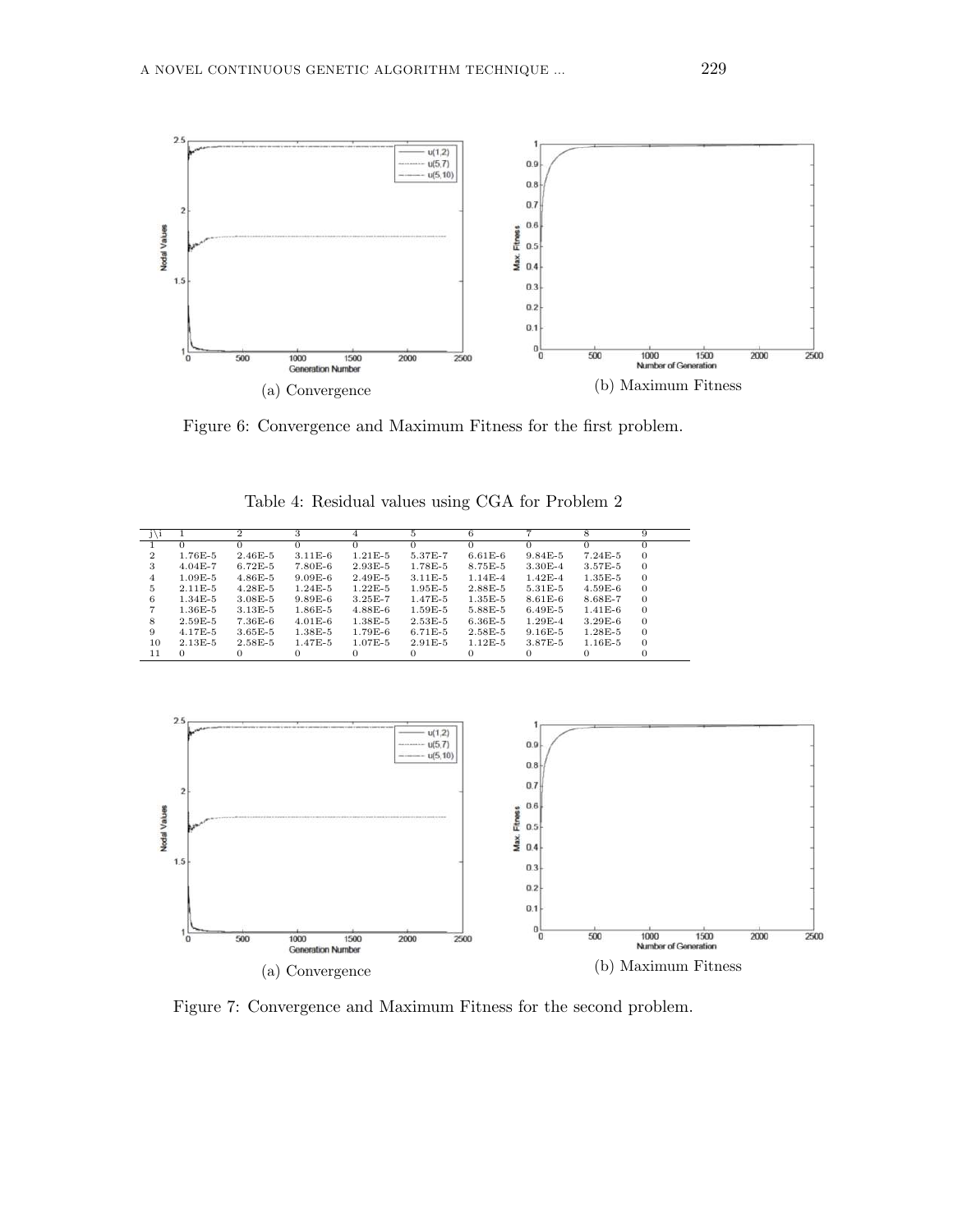(a) Convergence

(b) Maximum Fitness

Figure 6: Convergence and Maximum Fitness for the first problem.

Table 4: Residual values using CGA for Problem 2

| j\i | 1 | 2 | 3 | 4 | 5 | 6 | 7 | 8 | 9 |
|---|---|---|---|---|---|---|---|---|---|
| 1 | 0 | 0 | 0 | 0 | 0 | 0 | 0 | 0 | 0 |
| 2 | 1.76E-5 | 2.46E-5 | 3.11E-6 | 1.21E-5 | 5.37E-7 | 6.61E-6 | 9.84E-5 | 7.24E-5 | 0 |
| 3 | 4.04E-7 | 6.72E-5 | 7.80E-6 | 2.93E-5 | 1.78E-5 | 8.75E-5 | 3.30E-4 | 3.57E-5 | 0 |
| 4 | 1.09E-5 | 4.86E-5 | 9.09E-6 | 2.49E-5 | 3.11E-5 | 1.14E-4 | 1.42E-4 | 1.35E-5 | 0 |
| 5 | 2.11E-5 | 4.28E-5 | 1.24E-5 | 1.22E-5 | 1.95E-5 | 2.88E-5 | 5.31E-5 | 4.59E-6 | 0 |
| 6 | 1.34E-5 | 3.08E-5 | 9.89E-6 | 3.25E-7 | 1.47E-5 | 1.35E-5 | 8.61E-6 | 8.68E-7 | 0 |
| 7 | 1.36E-5 | 3.13E-5 | 1.86E-5 | 4.88E-6 | 1.59E-5 | 5.88E-5 | 6.49E-5 | 1.41E-6 | 0 |
| 8 | 2.59E-5 | 7.36E-6 | 4.01E-6 | 1.38E-5 | 2.53E-5 | 6.36E-5 | 1.29E-4 | 3.29E-6 | 0 |
| 9 | 4.17E-5 | 3.65E-5 | 1.38E-5 | 1.79E-6 | 6.71E-5 | 2.58E-5 | 9.16E-5 | 1.28E-5 | 0 |
| 10 | 2.13E-5 | 2.58E-5 | 1.47E-5 | 1.07E-5 | 2.91E-5 | 1.12E-5 | 3.87E-5 | 1.16E-5 | 0 |
| 11 | 0 | 0 | 0 | 0 | 0 | 0 | 0 | 0 | 0 |

(a) Convergence

(b) Maximum Fitness

Figure 7: Convergence and Maximum Fitness for the second problem.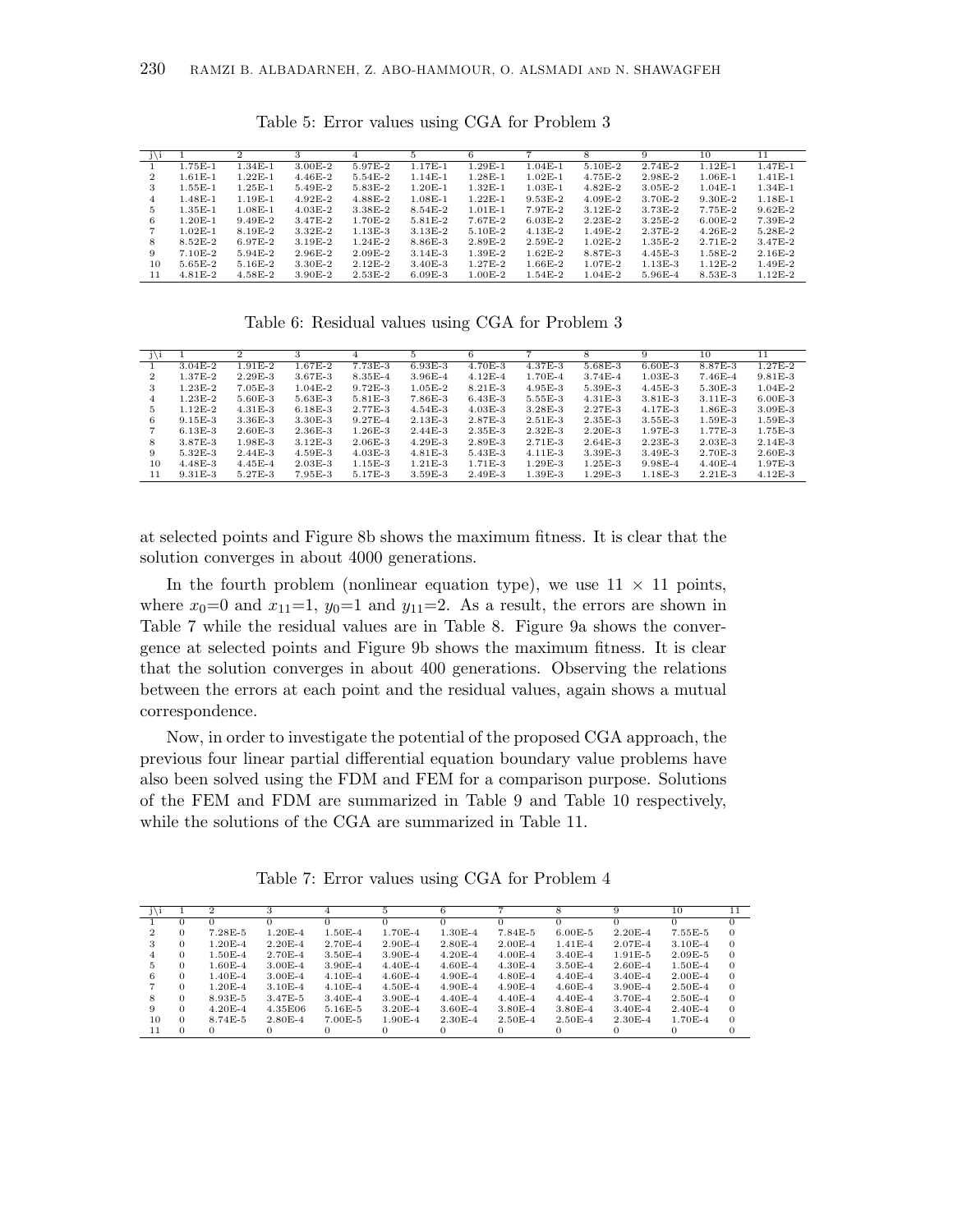Table 5: Error values using CGA for Problem 3

| j\i | 1 | 2 | 3 | 4 | 5 | 6 | 7 | 8 | 9 | 10 | 11 |
|---|---|---|---|---|---|---|---|---|---|---|---|
| 1 | 1.75E-1 | 1.34E-1 | 3.00E-2 | 5.97E-2 | 1.17E-1 | 1.29E-1 | 1.04E-1 | 5.10E-2 | 2.74E-2 | 1.12E-1 | 1.47E-1 |
| 2 | 1.61E-1 | 1.22E-1 | 4.46E-2 | 5.54E-2 | 1.14E-1 | 1.28E-1 | 1.02E-1 | 4.75E-2 | 2.98E-2 | 1.06E-1 | 1.41E-1 |
| 3 | 1.55E-1 | 1.25E-1 | 5.49E-2 | 5.83E-2 | 1.20E-1 | 1.32E-1 | 1.03E-1 | 4.82E-2 | 3.05E-2 | 1.04E-1 | 1.34E-1 |
| 4 | 1.48E-1 | 1.19E-1 | 4.92E-2 | 4.88E-2 | 1.08E-1 | 1.22E-1 | 9.53E-2 | 4.09E-2 | 3.70E-2 | 9.30E-2 | 1.18E-1 |
| 5 | 1.35E-1 | 1.08E-1 | 4.03E-2 | 3.38E-2 | 8.54E-2 | 1.01E-1 | 7.97E-2 | 3.12E-2 | 3.73E-2 | 7.75E-2 | 9.62E-2 |
| 6 | 1.20E-1 | 9.49E-2 | 3.47E-2 | 1.70E-2 | 5.81E-2 | 7.67E-2 | 6.03E-2 | 2.23E-2 | 3.25E-2 | 6.00E-2 | 7.39E-2 |
| 7 | 1.02E-1 | 8.19E-2 | 3.32E-2 | 1.13E-3 | 3.13E-2 | 5.10E-2 | 4.13E-2 | 1.49E-2 | 2.37E-2 | 4.26E-2 | 5.28E-2 |
| 8 | 8.52E-2 | 6.97E-2 | 3.19E-2 | 1.24E-2 | 8.86E-3 | 2.89E-2 | 2.59E-2 | 1.02E-2 | 1.35E-2 | 2.71E-2 | 3.47E-2 |
| 9 | 7.10E-2 | 5.94E-2 | 2.96E-2 | 2.09E-2 | 3.14E-3 | 1.39E-2 | 1.62E-2 | 8.87E-3 | 4.45E-3 | 1.58E-2 | 2.16E-2 |
| 10 | 5.65E-2 | 5.16E-2 | 3.30E-2 | 2.12E-2 | 3.40E-3 | 1.27E-2 | 1.66E-2 | 1.07E-2 | 1.13E-3 | 1.12E-2 | 1.49E-2 |
| 11 | 4.81E-2 | 4.58E-2 | 3.90E-2 | 2.53E-2 | 6.09E-3 | 1.00E-2 | 1.54E-2 | 1.04E-2 | 5.96E-4 | 8.53E-3 | 1.12E-2 |

Table 6: Residual values using CGA for Problem 3

| j\i | 1 | 2 | 3 | 4 | 5 | 6 | 7 | 8 | 9 | 10 | 11 |
|---|---|---|---|---|---|---|---|---|---|---|---|
| 1 | 3.04E-2 | 1.91E-2 | 1.67E-2 | 7.73E-3 | 6.93E-3 | 4.70E-3 | 4.37E-3 | 5.68E-3 | 6.60E-3 | 8.87E-3 | 1.27E-2 |
| 2 | 1.37E-2 | 2.29E-3 | 3.67E-3 | 8.35E-4 | 3.96E-4 | 4.12E-4 | 1.70E-4 | 3.74E-4 | 1.03E-3 | 7.46E-4 | 9.81E-3 |
| 3 | 1.23E-2 | 7.05E-3 | 1.04E-2 | 9.72E-3 | 1.05E-2 | 8.21E-3 | 4.95E-3 | 5.39E-3 | 4.45E-3 | 5.30E-3 | 1.04E-2 |
| 4 | 1.23E-2 | 5.60E-3 | 5.63E-3 | 5.81E-3 | 7.86E-3 | 6.43E-3 | 5.55E-3 | 4.31E-3 | 3.81E-3 | 3.11E-3 | 6.00E-3 |
| 5 | 1.12E-2 | 4.31E-3 | 6.18E-3 | 2.77E-3 | 4.54E-3 | 4.03E-3 | 3.28E-3 | 2.27E-3 | 4.17E-3 | 1.86E-3 | 3.09E-3 |
| 6 | 9.15E-3 | 3.36E-3 | 3.30E-3 | 9.27E-4 | 2.13E-3 | 2.87E-3 | 2.51E-3 | 2.35E-3 | 3.55E-3 | 1.59E-3 | 1.59E-3 |
| 7 | 6.13E-3 | 2.60E-3 | 2.36E-3 | 1.26E-3 | 2.44E-3 | 2.35E-3 | 2.32E-3 | 2.20E-3 | 1.97E-3 | 1.77E-3 | 1.75E-3 |
| 8 | 3.87E-3 | 1.98E-3 | 3.12E-3 | 2.06E-3 | 4.29E-3 | 2.89E-3 | 2.71E-3 | 2.64E-3 | 2.23E-3 | 2.03E-3 | 2.14E-3 |
| 9 | 5.32E-3 | 2.44E-3 | 4.59E-3 | 4.03E-3 | 4.81E-3 | 5.43E-3 | 4.11E-3 | 3.39E-3 | 3.49E-3 | 2.70E-3 | 2.60E-3 |
| 10 | 4.48E-3 | 4.45E-4 | 2.03E-3 | 1.15E-3 | 1.21E-3 | 1.71E-3 | 1.29E-3 | 1.25E-3 | 9.98E-4 | 4.40E-4 | 1.97E-3 |
| 11 | 9.31E-3 | 5.27E-3 | 7.95E-3 | 5.17E-3 | 3.59E-3 | 2.49E-3 | 1.39E-3 | 1.29E-3 | 1.18E-3 | 2.21E-3 | 4.12E-3 |

at selected points and Figure 8b shows the maximum fitness. It is clear that the solution converges in about 4000 generations.

In the fourth problem (nonlinear equation type), we use $11 \times 11$ points, where $x_0$=0 and $x_{11}$=1, $y_0$=1 and $y_{11}$=2. As a result, the errors are shown in Table 7 while the residual values are in Table 8. Figure 9a shows the convergence at selected points and Figure 9b shows the maximum fitness. It is clear that the solution converges in about 400 generations. Observing the relations between the errors at each point and the residual values, again shows a mutual correspondence.

Now, in order to investigate the potential of the proposed CGA approach, the previous four linear partial differential equation boundary value problems have also been solved using the FDM and FEM for a comparison purpose. Solutions of the FEM and FDM are summarized in Table 9 and Table 10 respectively, while the solutions of the CGA are summarized in Table 11.

Table 7: Error values using CGA for Problem 4

| j\i | 1 | 2 | 3 | 4 | 5 | 6 | 7 | 8 | 9 | 10 | 11 |
|---|---|---|---|---|---|---|---|---|---|---|---|
| 1 | 0 | 0 | 0 | 0 | 0 | 0 | 0 | 0 | 0 | 0 | 0 |
| 2 | 0 | 7.28E-5 | 1.20E-4 | 1.50E-4 | 1.70E-4 | 1.30E-4 | 7.84E-5 | 6.00E-5 | 2.20E-4 | 7.55E-5 | 0 |
| 3 | 0 | 1.20E-4 | 2.20E-4 | 2.70E-4 | 2.90E-4 | 2.80E-4 | 2.00E-4 | 1.41E-4 | 2.07E-4 | 3.10E-4 | 0 |
| 4 | 0 | 1.50E-4 | 2.70E-4 | 3.50E-4 | 3.90E-4 | 4.20E-4 | 4.00E-4 | 3.40E-4 | 1.91E-5 | 2.09E-5 | 0 |
| 5 | 0 | 1.60E-4 | 3.00E-4 | 3.90E-4 | 4.40E-4 | 4.60E-4 | 4.30E-4 | 3.50E-4 | 2.60E-4 | 1.50E-4 | 0 |
| 6 | 0 | 1.40E-4 | 3.00E-4 | 4.10E-4 | 4.60E-4 | 4.90E-4 | 4.80E-4 | 4.40E-4 | 3.40E-4 | 2.00E-4 | 0 |
| 7 | 0 | 1.20E-4 | 3.10E-4 | 4.10E-4 | 4.50E-4 | 4.90E-4 | 4.90E-4 | 4.60E-4 | 3.90E-4 | 2.50E-4 | 0 |
| 8 | 0 | 8.93E-5 | 3.47E-5 | 3.40E-4 | 3.90E-4 | 4.40E-4 | 4.40E-4 | 4.40E-4 | 3.70E-4 | 2.50E-4 | 0 |
| 9 | 0 | 4.20E-4 | 4.35E06 | 5.16E-5 | 3.20E-4 | 3.60E-4 | 3.80E-4 | 3.80E-4 | 3.40E-4 | 2.40E-4 | 0 |
| 10 | 0 | 8.74E-5 | 2.80E-4 | 7.00E-5 | 1.90E-4 | 2.30E-4 | 2.50E-4 | 2.50E-4 | 2.30E-4 | 1.70E-4 | 0 |
| 11 | 0 | 0 | 0 | 0 | 0 | 0 | 0 | 0 | 0 | 0 | 0 |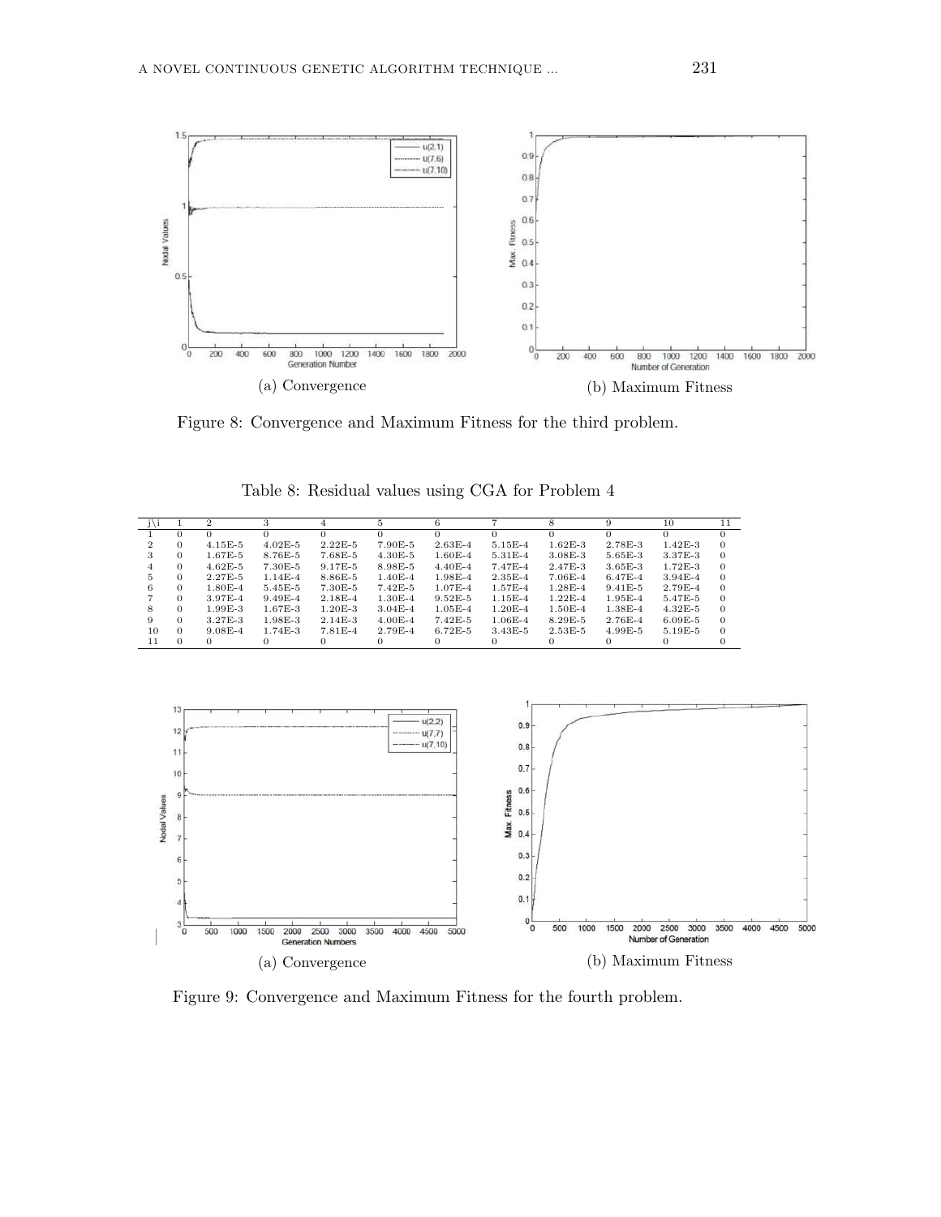(a) Convergence

(b) Maximum Fitness

Figure 8: Convergence and Maximum Fitness for the third problem.

Table 8: Residual values using CGA for Problem 4

| j\i | 1 | 2 | 3 | 4 | 5 | 6 | 7 | 8 | 9 | 10 | 11 |
|---|---|---|---|---|---|---|---|---|---|---|---|
| 1 | 0 | 0 | 0 | 0 | 0 | 0 | 0 | 0 | 0 | 0 | 0 |
| 2 | 0 | 4.15E-5 | 4.02E-5 | 2.22E-5 | 7.90E-5 | 2.63E-4 | 5.15E-4 | 1.62E-3 | 2.78E-3 | 1.42E-3 | 0 |
| 3 | 0 | 1.67E-5 | 8.76E-5 | 7.68E-5 | 4.30E-5 | 1.60E-4 | 5.31E-4 | 3.08E-3 | 5.65E-3 | 3.37E-3 | 0 |
| 4 | 0 | 4.62E-5 | 7.30E-5 | 9.17E-5 | 8.98E-5 | 4.40E-4 | 7.47E-4 | 2.47E-3 | 3.65E-3 | 1.72E-3 | 0 |
| 5 | 0 | 2.27E-5 | 1.14E-4 | 8.86E-5 | 1.40E-4 | 1.98E-4 | 2.35E-4 | 7.06E-4 | 6.47E-4 | 3.94E-4 | 0 |
| 6 | 0 | 1.80E-4 | 5.45E-5 | 7.30E-5 | 7.42E-5 | 1.07E-4 | 1.57E-4 | 1.28E-4 | 9.41E-5 | 2.79E-4 | 0 |
| 7 | 0 | 3.97E-4 | 9.49E-4 | 2.18E-4 | 1.30E-4 | 9.52E-5 | 1.15E-4 | 1.22E-4 | 1.95E-4 | 5.47E-5 | 0 |
| 8 | 0 | 1.99E-3 | 1.67E-3 | 1.20E-3 | 3.04E-4 | 1.05E-4 | 1.20E-4 | 1.50E-4 | 1.38E-4 | 4.32E-5 | 0 |
| 9 | 0 | 3.27E-3 | 1.98E-3 | 2.14E-3 | 4.00E-4 | 7.42E-5 | 1.06E-4 | 8.29E-5 | 2.76E-4 | 6.09E-5 | 0 |
| 10 | 0 | 9.08E-4 | 1.74E-3 | 7.81E-4 | 2.79E-4 | 6.72E-5 | 3.43E-5 | 2.53E-5 | 4.99E-5 | 5.19E-5 | 0 |
| 11 | 0 | 0 | 0 | 0 | 0 | 0 | 0 | 0 | 0 | 0 | 0 |

(a) Convergence

(b) Maximum Fitness

Figure 9: Convergence and Maximum Fitness for the fourth problem.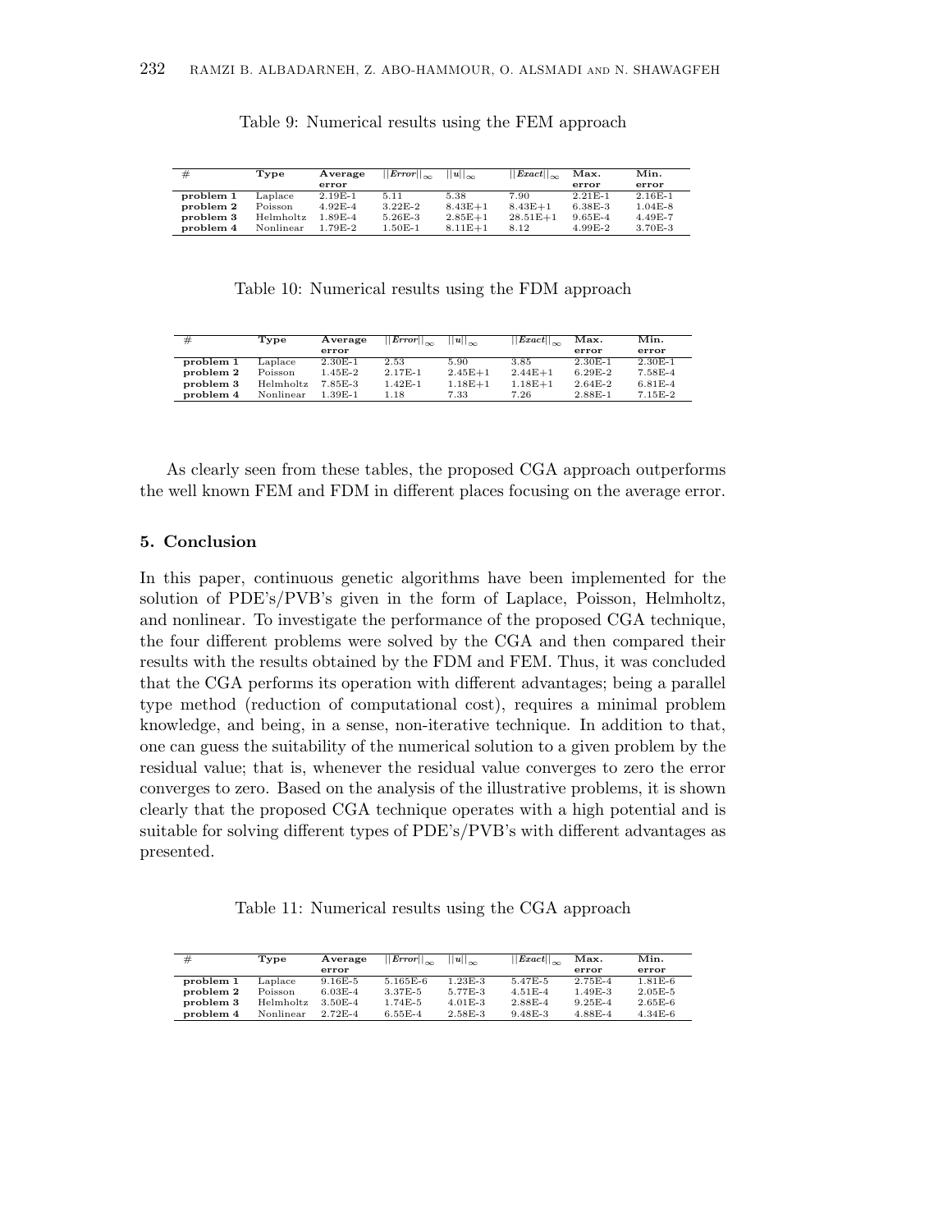Table 9: Numerical results using the FEM approach

| # | Type | Average error | $\|\|Error\|\|_\infty$ | $\|\|u\|\|_\infty$ | $\|\|Exact\|\|_\infty$ | Max. error | Min. error |
|---|---|---|---|---|---|---|---|
| **problem 1** | Laplace | 2.19E-1 | 5.11 | 5.38 | 7.90 | 2.21E-1 | 2.16E-1 |
| **problem 2** | Poisson | 4.92E-4 | 3.22E-2 | 8.43E+1 | 8.43E+1 | 6.38E-3 | 1.04E-8 |
| **problem 3** | Helmholtz | 1.89E-4 | 5.26E-3 | 2.85E+1 | 28.51E+1 | 9.65E-4 | 4.49E-7 |
| **problem 4** | Nonlinear | 1.79E-2 | 1.50E-1 | 8.11E+1 | 8.12 | 4.99E-2 | 3.70E-3 |

Table 10: Numerical results using the FDM approach

| # | Type | Average error | $\|\|Error\|\|_\infty$ | $\|\|u\|\|_\infty$ | $\|\|Exact\|\|_\infty$ | Max. error | Min. error |
|---|---|---|---|---|---|---|---|
| **problem 1** | Laplace | 2.30E-1 | 2.53 | 5.90 | 3.85 | 2.30E-1 | 2.30E-1 |
| **problem 2** | Poisson | 1.45E-2 | 2.17E-1 | 2.45E+1 | 2.44E+1 | 6.29E-2 | 7.58E-4 |
| **problem 3** | Helmholtz | 7.85E-3 | 1.42E-1 | 1.18E+1 | 1.18E+1 | 2.64E-2 | 6.81E-4 |
| **problem 4** | Nonlinear | 1.39E-1 | 1.18 | 7.33 | 7.26 | 2.88E-1 | 7.15E-2 |

As clearly seen from these tables, the proposed CGA approach outperforms the well known FEM and FDM in different places focusing on the average error.

## 5. Conclusion

In this paper, continuous genetic algorithms have been implemented for the solution of PDE's/PVB's given in the form of Laplace, Poisson, Helmholtz, and nonlinear. To investigate the performance of the proposed CGA technique, the four different problems were solved by the CGA and then compared their results with the results obtained by the FDM and FEM. Thus, it was concluded that the CGA performs its operation with different advantages; being a parallel type method (reduction of computational cost), requires a minimal problem knowledge, and being, in a sense, non-iterative technique. In addition to that, one can guess the suitability of the numerical solution to a given problem by the residual value; that is, whenever the residual value converges to zero the error converges to zero. Based on the analysis of the illustrative problems, it is shown clearly that the proposed CGA technique operates with a high potential and is suitable for solving different types of PDE's/PVB's with different advantages as presented.

Table 11: Numerical results using the CGA approach

| # | Type | Average error | $\|\|Error\|\|_\infty$ | $\|\|u\|\|_\infty$ | $\|\|Exact\|\|_\infty$ | Max. error | Min. error |
|---|---|---|---|---|---|---|---|
| **problem 1** | Laplace | 9.16E-5 | 5.165E-6 | 1.23E-3 | 5.47E-5 | 2.75E-4 | 1.81E-6 |
| **problem 2** | Poisson | 6.03E-4 | 3.37E-5 | 5.77E-3 | 4.51E-4 | 1.49E-3 | 2.05E-5 |
| **problem 3** | Helmholtz | 3.50E-4 | 1.74E-5 | 4.01E-3 | 2.88E-4 | 9.25E-4 | 2.65E-6 |
| **problem 4** | Nonlinear | 2.72E-4 | 6.55E-4 | 2.58E-3 | 9.48E-3 | 4.88E-4 | 4.34E-6 |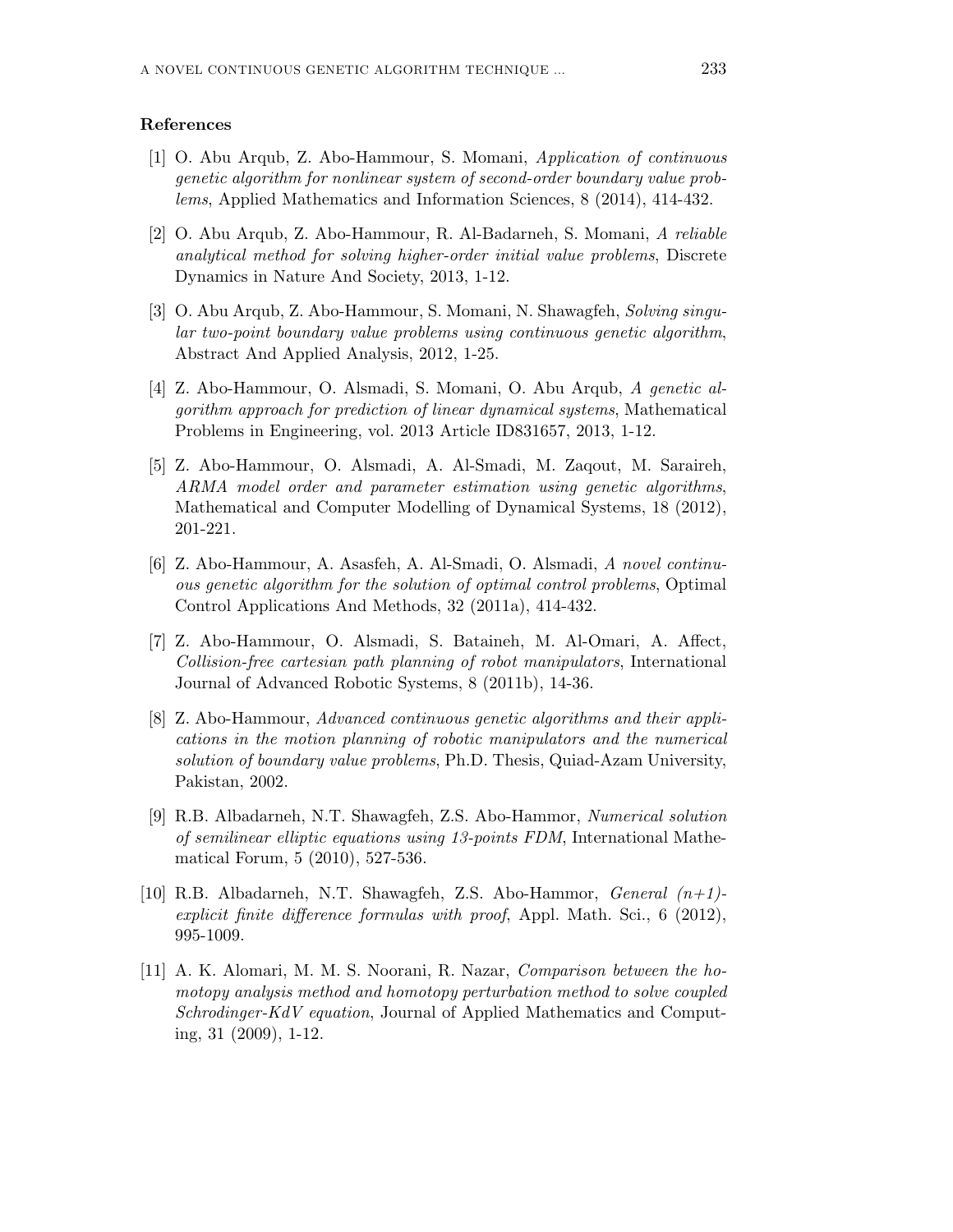### References

[1] O. Abu Arqub, Z. Abo-Hammour, S. Momani, *Application of continuous genetic algorithm for nonlinear system of second-order boundary value problems*, Applied Mathematics and Information Sciences, 8 (2014), 414-432.

[2] O. Abu Arqub, Z. Abo-Hammour, R. Al-Badarneh, S. Momani, *A reliable analytical method for solving higher-order initial value problems*, Discrete Dynamics in Nature And Society, 2013, 1-12.

[3] O. Abu Arqub, Z. Abo-Hammour, S. Momani, N. Shawagfeh, *Solving singular two-point boundary value problems using continuous genetic algorithm*, Abstract And Applied Analysis, 2012, 1-25.

[4] Z. Abo-Hammour, O. Alsmadi, S. Momani, O. Abu Arqub, *A genetic algorithm approach for prediction of linear dynamical systems*, Mathematical Problems in Engineering, vol. 2013 Article ID831657, 2013, 1-12.

[5] Z. Abo-Hammour, O. Alsmadi, A. Al-Smadi, M. Zaqout, M. Saraireh, *ARMA model order and parameter estimation using genetic algorithms*, Mathematical and Computer Modelling of Dynamical Systems, 18 (2012), 201-221.

[6] Z. Abo-Hammour, A. Asasfeh, A. Al-Smadi, O. Alsmadi, *A novel continuous genetic algorithm for the solution of optimal control problems*, Optimal Control Applications And Methods, 32 (2011a), 414-432.

[7] Z. Abo-Hammour, O. Alsmadi, S. Bataineh, M. Al-Omari, A. Affect, *Collision-free cartesian path planning of robot manipulators*, International Journal of Advanced Robotic Systems, 8 (2011b), 14-36.

[8] Z. Abo-Hammour, *Advanced continuous genetic algorithms and their applications in the motion planning of robotic manipulators and the numerical solution of boundary value problems*, Ph.D. Thesis, Quiad-Azam University, Pakistan, 2002.

[9] R.B. Albadarneh, N.T. Shawagfeh, Z.S. Abo-Hammor, *Numerical solution of semilinear elliptic equations using 13-points FDM*, International Mathematical Forum, 5 (2010), 527-536.

[10] R.B. Albadarneh, N.T. Shawagfeh, Z.S. Abo-Hammor, *General (n+1)-explicit finite difference formulas with proof*, Appl. Math. Sci., 6 (2012), 995-1009.

[11] A. K. Alomari, M. M. S. Noorani, R. Nazar, *Comparison between the homotopy analysis method and homotopy perturbation method to solve coupled Schrodinger-KdV equation*, Journal of Applied Mathematics and Computing, 31 (2009), 1-12.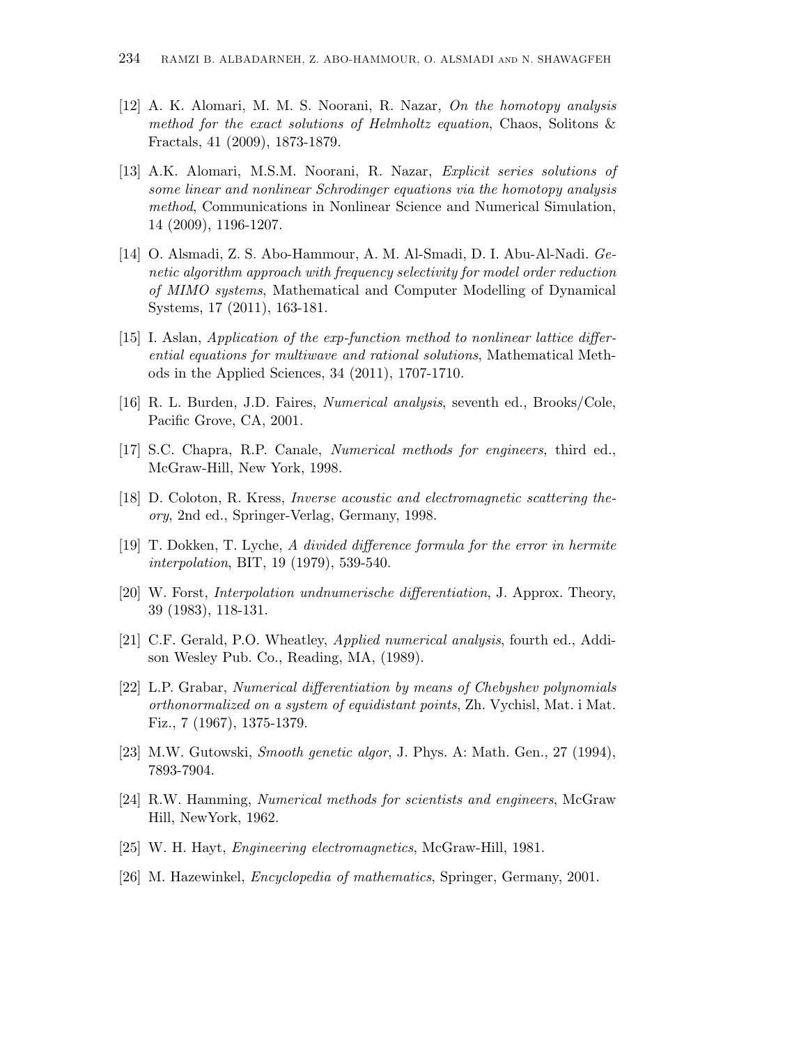[12] A. K. Alomari, M. M. S. Noorani, R. Nazar, *On the homotopy analysis method for the exact solutions of Helmholtz equation*, Chaos, Solitons & Fractals, 41 (2009), 1873-1879.

[13] A.K. Alomari, M.S.M. Noorani, R. Nazar, *Explicit series solutions of some linear and nonlinear Schrodinger equations via the homotopy analysis method*, Communications in Nonlinear Science and Numerical Simulation, 14 (2009), 1196-1207.

[14] O. Alsmadi, Z. S. Abo-Hammour, A. M. Al-Smadi, D. I. Abu-Al-Nadi. *Genetic algorithm approach with frequency selectivity for model order reduction of MIMO systems*, Mathematical and Computer Modelling of Dynamical Systems, 17 (2011), 163-181.

[15] I. Aslan, *Application of the exp-function method to nonlinear lattice differential equations for multiwave and rational solutions*, Mathematical Methods in the Applied Sciences, 34 (2011), 1707-1710.

[16] R. L. Burden, J.D. Faires, *Numerical analysis*, seventh ed., Brooks/Cole, Pacific Grove, CA, 2001.

[17] S.C. Chapra, R.P. Canale, *Numerical methods for engineers*, third ed., McGraw-Hill, New York, 1998.

[18] D. Coloton, R. Kress, *Inverse acoustic and electromagnetic scattering theory*, 2nd ed., Springer-Verlag, Germany, 1998.

[19] T. Dokken, T. Lyche, *A divided difference formula for the error in hermite interpolation*, BIT, 19 (1979), 539-540.

[20] W. Forst, *Interpolation undnumerische differentiation*, J. Approx. Theory, 39 (1983), 118-131.

[21] C.F. Gerald, P.O. Wheatley, *Applied numerical analysis*, fourth ed., Addison Wesley Pub. Co., Reading, MA, (1989).

[22] L.P. Grabar, *Numerical differentiation by means of Chebyshev polynomials orthonormalized on a system of equidistant points*, Zh. Vychisl, Mat. i Mat. Fiz., 7 (1967), 1375-1379.

[23] M.W. Gutowski, *Smooth genetic algor*, J. Phys. A: Math. Gen., 27 (1994), 7893-7904.

[24] R.W. Hamming, *Numerical methods for scientists and engineers*, McGraw Hill, NewYork, 1962.

[25] W. H. Hayt, *Engineering electromagnetics*, McGraw-Hill, 1981.

[26] M. Hazewinkel, *Encyclopedia of mathematics*, Springer, Germany, 2001.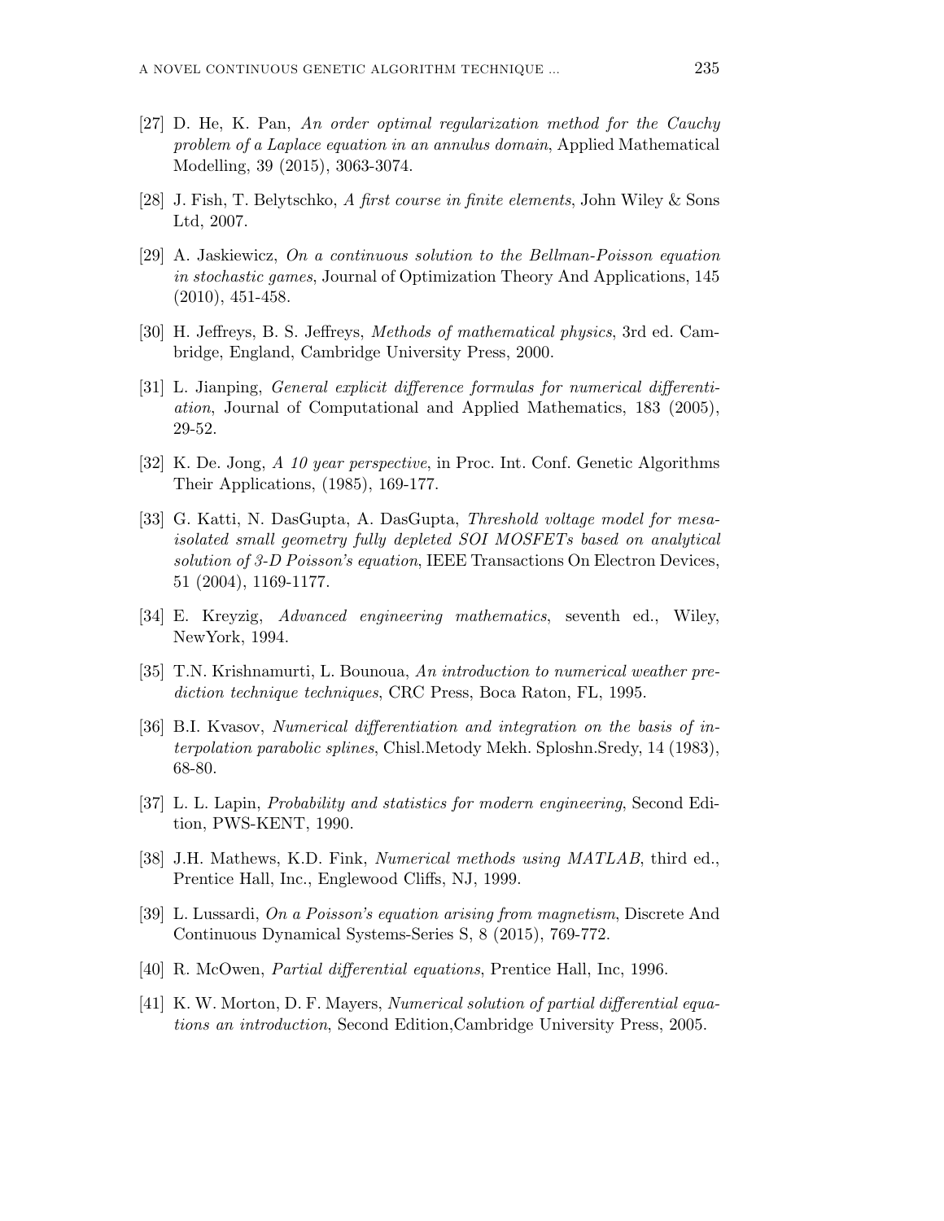[27] D. He, K. Pan, *An order optimal regularization method for the Cauchy problem of a Laplace equation in an annulus domain*, Applied Mathematical Modelling, 39 (2015), 3063-3074.

[28] J. Fish, T. Belytschko, *A first course in finite elements*, John Wiley & Sons Ltd, 2007.

[29] A. Jaskiewicz, *On a continuous solution to the Bellman-Poisson equation in stochastic games*, Journal of Optimization Theory And Applications, 145 (2010), 451-458.

[30] H. Jeffreys, B. S. Jeffreys, *Methods of mathematical physics*, 3rd ed. Cambridge, England, Cambridge University Press, 2000.

[31] L. Jianping, *General explicit difference formulas for numerical differentiation*, Journal of Computational and Applied Mathematics, 183 (2005), 29-52.

[32] K. De. Jong, *A 10 year perspective*, in Proc. Int. Conf. Genetic Algorithms Their Applications, (1985), 169-177.

[33] G. Katti, N. DasGupta, A. DasGupta, *Threshold voltage model for mesa-isolated small geometry fully depleted SOI MOSFETs based on analytical solution of 3-D Poisson's equation*, IEEE Transactions On Electron Devices, 51 (2004), 1169-1177.

[34] E. Kreyzig, *Advanced engineering mathematics*, seventh ed., Wiley, NewYork, 1994.

[35] T.N. Krishnamurti, L. Bounoua, *An introduction to numerical weather prediction technique techniques*, CRC Press, Boca Raton, FL, 1995.

[36] B.I. Kvasov, *Numerical differentiation and integration on the basis of interpolation parabolic splines*, Chisl.Metody Mekh. Sploshn.Sredy, 14 (1983), 68-80.

[37] L. L. Lapin, *Probability and statistics for modern engineering*, Second Edition, PWS-KENT, 1990.

[38] J.H. Mathews, K.D. Fink, *Numerical methods using MATLAB*, third ed., Prentice Hall, Inc., Englewood Cliffs, NJ, 1999.

[39] L. Lussardi, *On a Poisson's equation arising from magnetism*, Discrete And Continuous Dynamical Systems-Series S, 8 (2015), 769-772.

[40] R. McOwen, *Partial differential equations*, Prentice Hall, Inc, 1996.

[41] K. W. Morton, D. F. Mayers, *Numerical solution of partial differential equations an introduction*, Second Edition,Cambridge University Press, 2005.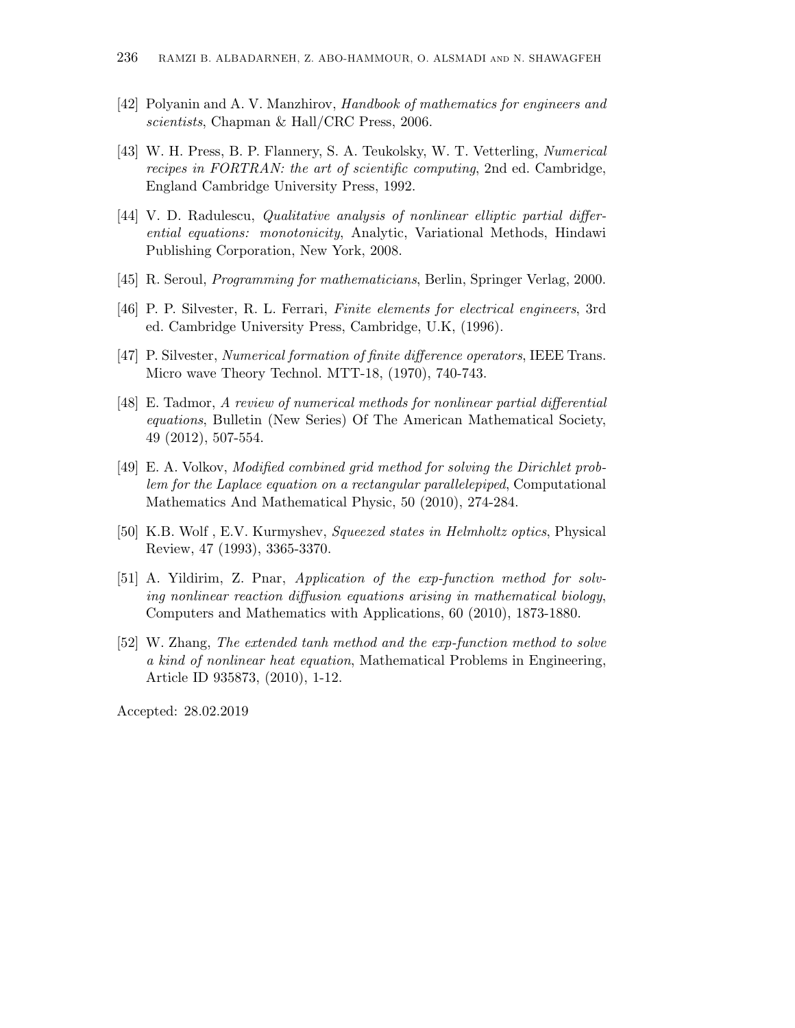[42] Polyanin and A. V. Manzhirov, *Handbook of mathematics for engineers and scientists*, Chapman & Hall/CRC Press, 2006.

[43] W. H. Press, B. P. Flannery, S. A. Teukolsky, W. T. Vetterling, *Numerical recipes in FORTRAN: the art of scientific computing*, 2nd ed. Cambridge, England Cambridge University Press, 1992.

[44] V. D. Radulescu, *Qualitative analysis of nonlinear elliptic partial differential equations: monotonicity*, Analytic, Variational Methods, Hindawi Publishing Corporation, New York, 2008.

[45] R. Seroul, *Programming for mathematicians*, Berlin, Springer Verlag, 2000.

[46] P. P. Silvester, R. L. Ferrari, *Finite elements for electrical engineers*, 3rd ed. Cambridge University Press, Cambridge, U.K, (1996).

[47] P. Silvester, *Numerical formation of finite difference operators*, IEEE Trans. Micro wave Theory Technol. MTT-18, (1970), 740-743.

[48] E. Tadmor, *A review of numerical methods for nonlinear partial differential equations*, Bulletin (New Series) Of The American Mathematical Society, 49 (2012), 507-554.

[49] E. A. Volkov, *Modified combined grid method for solving the Dirichlet problem for the Laplace equation on a rectangular parallelepiped*, Computational Mathematics And Mathematical Physic, 50 (2010), 274-284.

[50] K.B. Wolf , E.V. Kurmyshev, *Squeezed states in Helmholtz optics*, Physical Review, 47 (1993), 3365-3370.

[51] A. Yildirim, Z. Pnar, *Application of the exp-function method for solving nonlinear reaction diffusion equations arising in mathematical biology*, Computers and Mathematics with Applications, 60 (2010), 1873-1880.

[52] W. Zhang, *The extended tanh method and the exp-function method to solve a kind of nonlinear heat equation*, Mathematical Problems in Engineering, Article ID 935873, (2010), 1-12.

Accepted: 28.02.2019